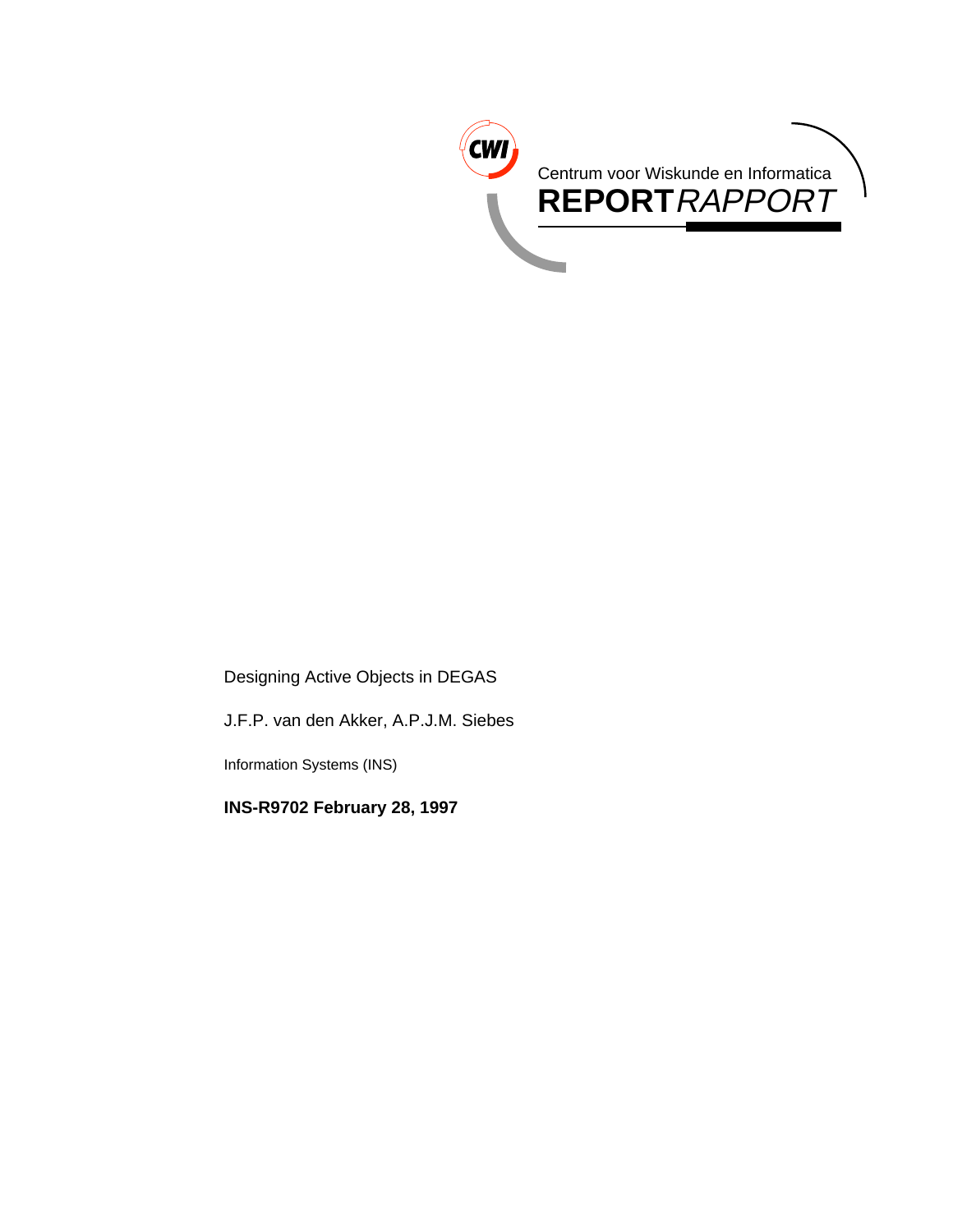Centrum voor Wiskunde en Informatica

**REPORT** *RAPPORT*

Designing Active Objects in DEGAS

J.F.P. van den Akker, A.P.J.M. Siebes

Information Systems (INS)

**INS-R9702 February 28, 1997**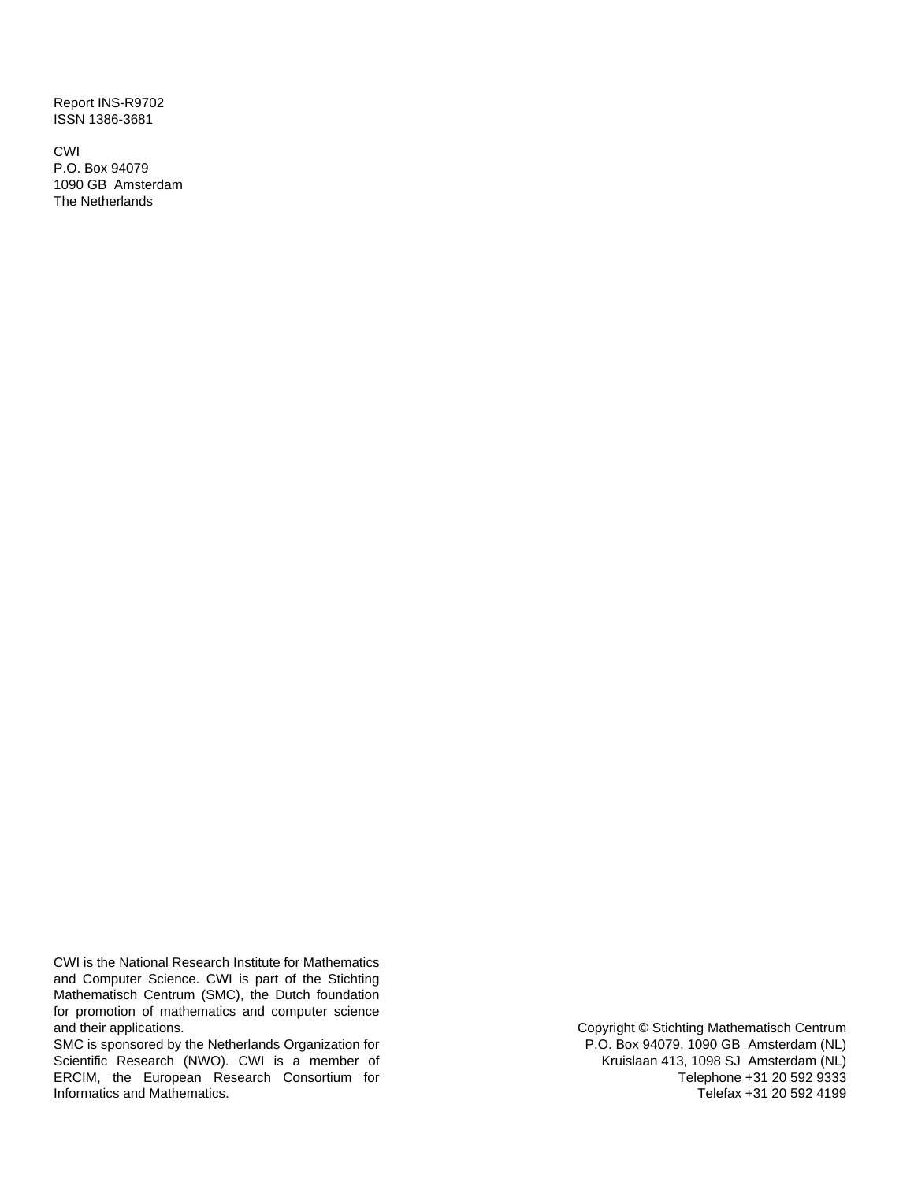Report INS-R9702
ISSN 1386-3681

CWI
P.O. Box 94079
1090 GB Amsterdam
The Netherlands

CWI is the National Research Institute for Mathematics and Computer Science. CWI is part of the Stichting Mathematisch Centrum (SMC), the Dutch foundation for promotion of mathematics and computer science and their applications.
SMC is sponsored by the Netherlands Organization for Scientific Research (NWO). CWI is a member of ERCIM, the European Research Consortium for Informatics and Mathematics.

Copyright © Stichting Mathematisch Centrum
P.O. Box 94079, 1090 GB Amsterdam (NL)
Kruislaan 413, 1098 SJ Amsterdam (NL)
Telephone +31 20 592 9333
Telefax +31 20 592 4199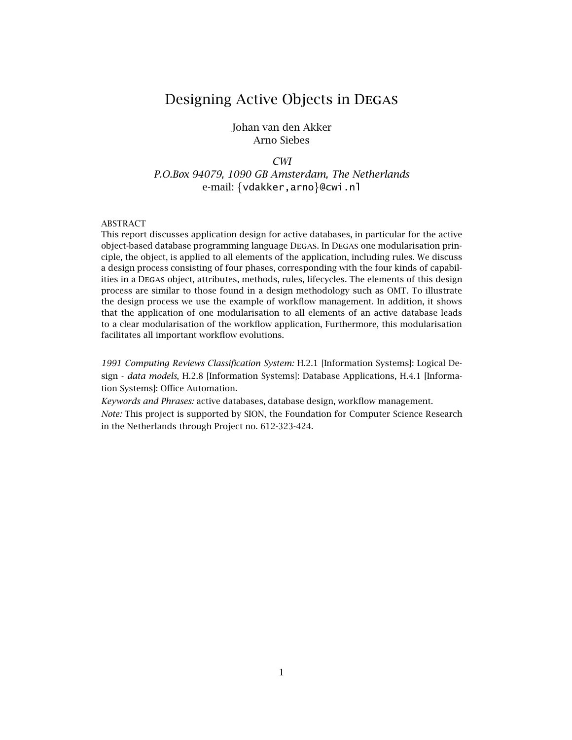# Designing Active Objects in DEGAS

Johan van den Akker
Arno Siebes

*CWI*
*P.O.Box 94079, 1090 GB Amsterdam, The Netherlands*
e-mail: {vdakker,arno}@cwi.nl

ABSTRACT

This report discusses application design for active databases, in particular for the active object-based database programming language DEGAS. In DEGAS one modularisation principle, the object, is applied to all elements of the application, including rules. We discuss a design process consisting of four phases, corresponding with the four kinds of capabilities in a DEGAS object, attributes, methods, rules, lifecycles. The elements of this design process are similar to those found in a design methodology such as OMT. To illustrate the design process we use the example of workflow management. In addition, it shows that the application of one modularisation to all elements of an active database leads to a clear modularisation of the workflow application, Furthermore, this modularisation facilitates all important workflow evolutions.

*1991 Computing Reviews Classification System:* H.2.1 [Information Systems]: Logical Design - *data models*, H.2.8 [Information Systems]: Database Applications, H.4.1 [Information Systems]: Office Automation.

*Keywords and Phrases:* active databases, database design, workflow management.

*Note:* This project is supported by SION, the Foundation for Computer Science Research in the Netherlands through Project no. 612-323-424.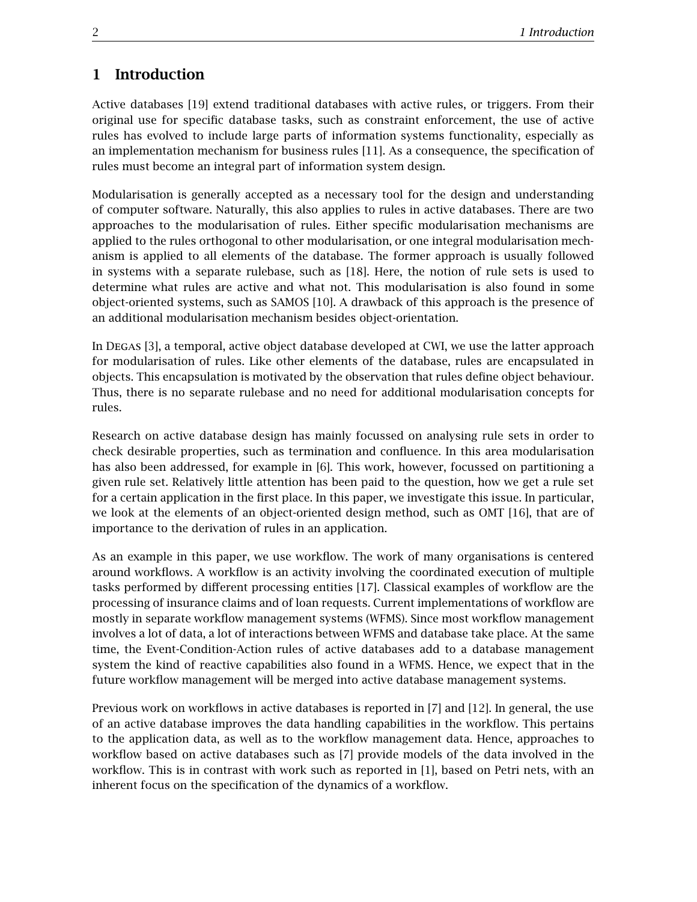# 1 Introduction

Active databases [19] extend traditional databases with active rules, or triggers. From their original use for specific database tasks, such as constraint enforcement, the use of active rules has evolved to include large parts of information systems functionality, especially as an implementation mechanism for business rules [11]. As a consequence, the specification of rules must become an integral part of information system design.

Modularisation is generally accepted as a necessary tool for the design and understanding of computer software. Naturally, this also applies to rules in active databases. There are two approaches to the modularisation of rules. Either specific modularisation mechanisms are applied to the rules orthogonal to other modularisation, or one integral modularisation mechanism is applied to all elements of the database. The former approach is usually followed in systems with a separate rulebase, such as [18]. Here, the notion of rule sets is used to determine what rules are active and what not. This modularisation is also found in some object-oriented systems, such as SAMOS [10]. A drawback of this approach is the presence of an additional modularisation mechanism besides object-orientation.

In Degas [3], a temporal, active object database developed at CWI, we use the latter approach for modularisation of rules. Like other elements of the database, rules are encapsulated in objects. This encapsulation is motivated by the observation that rules define object behaviour. Thus, there is no separate rulebase and no need for additional modularisation concepts for rules.

Research on active database design has mainly focussed on analysing rule sets in order to check desirable properties, such as termination and confluence. In this area modularisation has also been addressed, for example in [6]. This work, however, focussed on partitioning a given rule set. Relatively little attention has been paid to the question, how we get a rule set for a certain application in the first place. In this paper, we investigate this issue. In particular, we look at the elements of an object-oriented design method, such as OMT [16], that are of importance to the derivation of rules in an application.

As an example in this paper, we use workflow. The work of many organisations is centered around workflows. A workflow is an activity involving the coordinated execution of multiple tasks performed by different processing entities [17]. Classical examples of workflow are the processing of insurance claims and of loan requests. Current implementations of workflow are mostly in separate workflow management systems (WFMS). Since most workflow management involves a lot of data, a lot of interactions between WFMS and database take place. At the same time, the Event-Condition-Action rules of active databases add to a database management system the kind of reactive capabilities also found in a WFMS. Hence, we expect that in the future workflow management will be merged into active database management systems.

Previous work on workflows in active databases is reported in [7] and [12]. In general, the use of an active database improves the data handling capabilities in the workflow. This pertains to the application data, as well as to the workflow management data. Hence, approaches to workflow based on active databases such as [7] provide models of the data involved in the workflow. This is in contrast with work such as reported in [1], based on Petri nets, with an inherent focus on the specification of the dynamics of a workflow.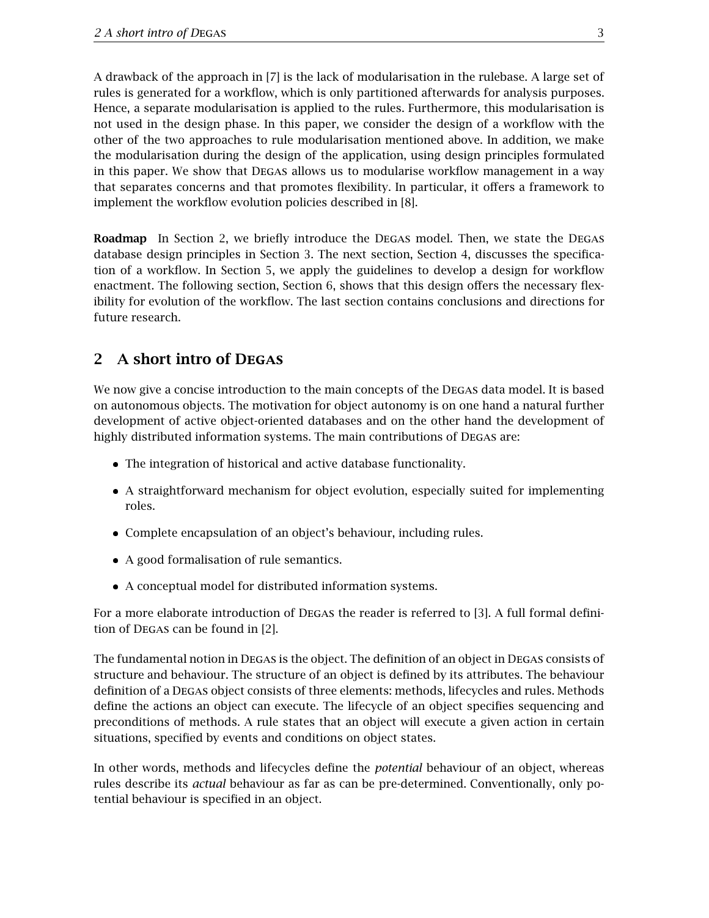A drawback of the approach in [7] is the lack of modularisation in the rulebase. A large set of rules is generated for a workflow, which is only partitioned afterwards for analysis purposes. Hence, a separate modularisation is applied to the rules. Furthermore, this modularisation is not used in the design phase. In this paper, we consider the design of a workflow with the other of the two approaches to rule modularisation mentioned above. In addition, we make the modularisation during the design of the application, using design principles formulated in this paper. We show that DEGAS allows us to modularise workflow management in a way that separates concerns and that promotes flexibility. In particular, it offers a framework to implement the workflow evolution policies described in [8].

**Roadmap** In Section 2, we briefly introduce the DEGAS model. Then, we state the DEGAS database design principles in Section 3. The next section, Section 4, discusses the specification of a workflow. In Section 5, we apply the guidelines to develop a design for workflow enactment. The following section, Section 6, shows that this design offers the necessary flexibility for evolution of the workflow. The last section contains conclusions and directions for future research.

## 2 A short intro of DEGAS

We now give a concise introduction to the main concepts of the DEGAS data model. It is based on autonomous objects. The motivation for object autonomy is on one hand a natural further development of active object-oriented databases and on the other hand the development of highly distributed information systems. The main contributions of DEGAS are:

- The integration of historical and active database functionality.
- A straightforward mechanism for object evolution, especially suited for implementing roles.
- Complete encapsulation of an object's behaviour, including rules.
- A good formalisation of rule semantics.
- A conceptual model for distributed information systems.

For a more elaborate introduction of DEGAS the reader is referred to [3]. A full formal definition of DEGAS can be found in [2].

The fundamental notion in DEGAS is the object. The definition of an object in DEGAS consists of structure and behaviour. The structure of an object is defined by its attributes. The behaviour definition of a DEGAS object consists of three elements: methods, lifecycles and rules. Methods define the actions an object can execute. The lifecycle of an object specifies sequencing and preconditions of methods. A rule states that an object will execute a given action in certain situations, specified by events and conditions on object states.

In other words, methods and lifecycles define the *potential* behaviour of an object, whereas rules describe its *actual* behaviour as far as can be pre-determined. Conventionally, only potential behaviour is specified in an object.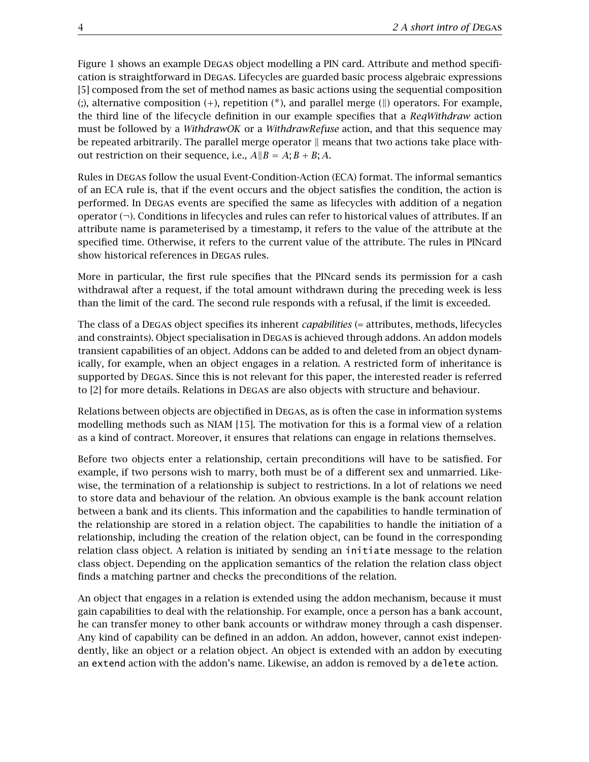Figure 1 shows an example DEGAS object modelling a PIN card. Attribute and method specification is straightforward in DEGAS. Lifecycles are guarded basic process algebraic expressions [5] composed from the set of method names as basic actions using the sequential composition (;), alternative composition (+), repetition (*), and parallel merge (‖) operators. For example, the third line of the lifecycle definition in our example specifies that a *ReqWithdraw* action must be followed by a *WithdrawOK* or a *WithdrawRefuse* action, and that this sequence may be repeated arbitrarily. The parallel merge operator ‖ means that two actions take place without restriction on their sequence, i.e., $A \| B = A; B + B; A$.

Rules in DEGAS follow the usual Event-Condition-Action (ECA) format. The informal semantics of an ECA rule is, that if the event occurs and the object satisfies the condition, the action is performed. In DEGAS events are specified the same as lifecycles with addition of a negation operator (¬). Conditions in lifecycles and rules can refer to historical values of attributes. If an attribute name is parameterised by a timestamp, it refers to the value of the attribute at the specified time. Otherwise, it refers to the current value of the attribute. The rules in PINcard show historical references in DEGAS rules.

More in particular, the first rule specifies that the PINcard sends its permission for a cash withdrawal after a request, if the total amount withdrawn during the preceding week is less than the limit of the card. The second rule responds with a refusal, if the limit is exceeded.

The class of a DEGAS object specifies its inherent *capabilities* (= attributes, methods, lifecycles and constraints). Object specialisation in DEGAS is achieved through addons. An addon models transient capabilities of an object. Addons can be added to and deleted from an object dynamically, for example, when an object engages in a relation. A restricted form of inheritance is supported by DEGAS. Since this is not relevant for this paper, the interested reader is referred to [2] for more details. Relations in DEGAS are also objects with structure and behaviour.

Relations between objects are objectified in DEGAS, as is often the case in information systems modelling methods such as NIAM [15]. The motivation for this is a formal view of a relation as a kind of contract. Moreover, it ensures that relations can engage in relations themselves.

Before two objects enter a relationship, certain preconditions will have to be satisfied. For example, if two persons wish to marry, both must be of a different sex and unmarried. Likewise, the termination of a relationship is subject to restrictions. In a lot of relations we need to store data and behaviour of the relation. An obvious example is the bank account relation between a bank and its clients. This information and the capabilities to handle termination of the relationship are stored in a relation object. The capabilities to handle the initiation of a relationship, including the creation of the relation object, can be found in the corresponding relation class object. A relation is initiated by sending an `initiate` message to the relation class object. Depending on the application semantics of the relation the relation class object finds a matching partner and checks the preconditions of the relation.

An object that engages in a relation is extended using the addon mechanism, because it must gain capabilities to deal with the relationship. For example, once a person has a bank account, he can transfer money to other bank accounts or withdraw money through a cash dispenser. Any kind of capability can be defined in an addon. An addon, however, cannot exist independently, like an object or a relation object. An object is extended with an addon by executing an `extend` action with the addon's name. Likewise, an addon is removed by a `delete` action.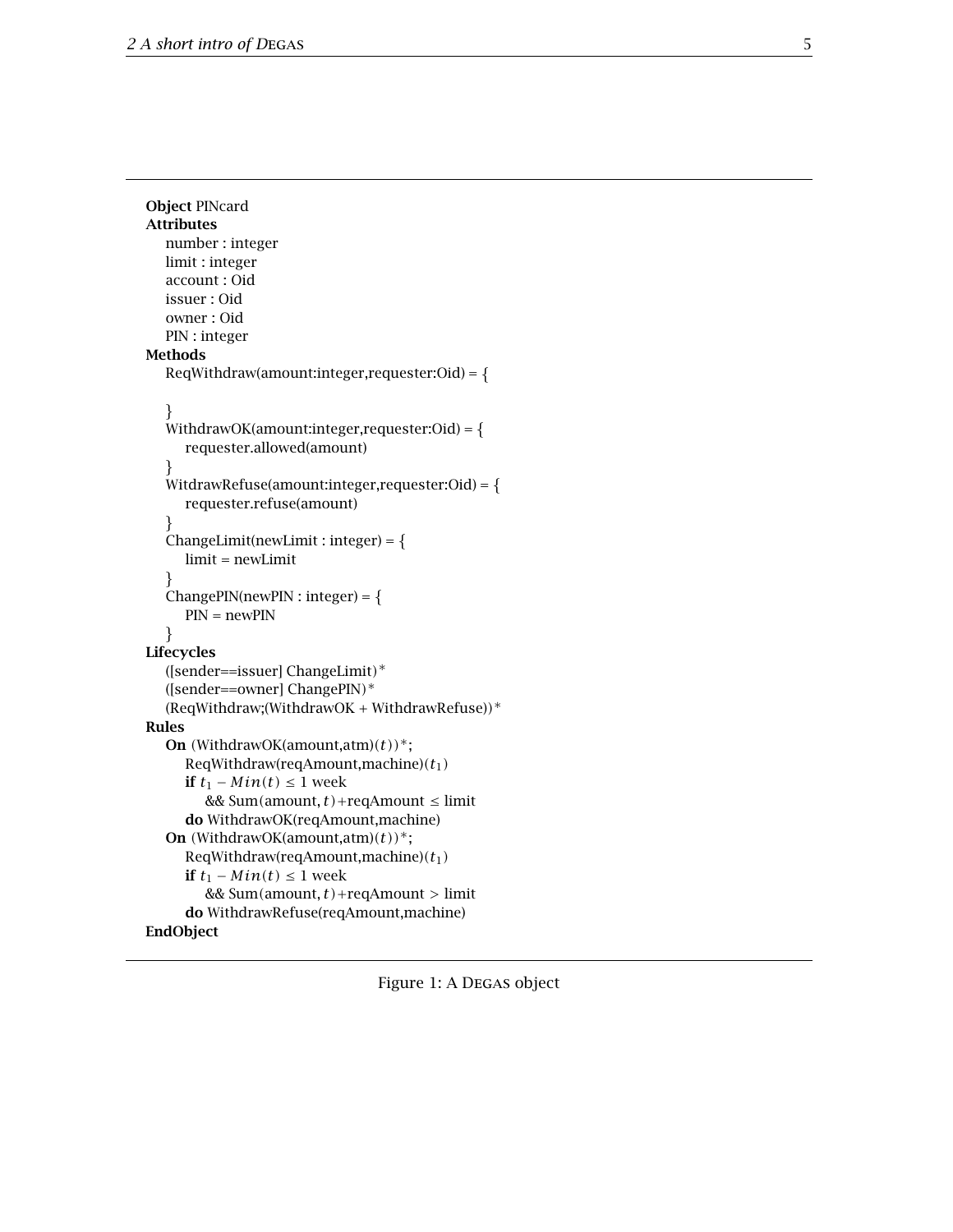```
Object PINcard
Attributes
    number : integer
    limit : integer
    account : Oid
    issuer : Oid
    owner : Oid
    PIN : integer
Methods
    ReqWithdraw(amount:integer,requester:Oid) = {

    }
    WithdrawOK(amount:integer,requester:Oid) = {
        requester.allowed(amount)
    }
    WitdrawRefuse(amount:integer,requester:Oid) = {
        requester.refuse(amount)
    }
    ChangeLimit(newLimit : integer) = {
        limit = newLimit
    }
    ChangePIN(newPIN : integer) = {
        PIN = newPIN
    }
Lifecycles
    ([sender==issuer] ChangeLimit)*
    ([sender==owner] ChangePIN)*
    (ReqWithdraw;(WithdrawOK + WithdrawRefuse))*
Rules
    On (WithdrawOK(amount,atm)(t))*;
        ReqWithdraw(reqAmount,machine)(t1)
        if t1 − Min(t) ≤ 1 week
            && Sum(amount, t)+reqAmount ≤ limit
        do WithdrawOK(reqAmount,machine)
    On (WithdrawOK(amount,atm)(t))*;
        ReqWithdraw(reqAmount,machine)(t1)
        if t1 − Min(t) ≤ 1 week
            && Sum(amount, t)+reqAmount > limit
        do WithdrawRefuse(reqAmount,machine)
EndObject
```

Figure 1: A DEGAS object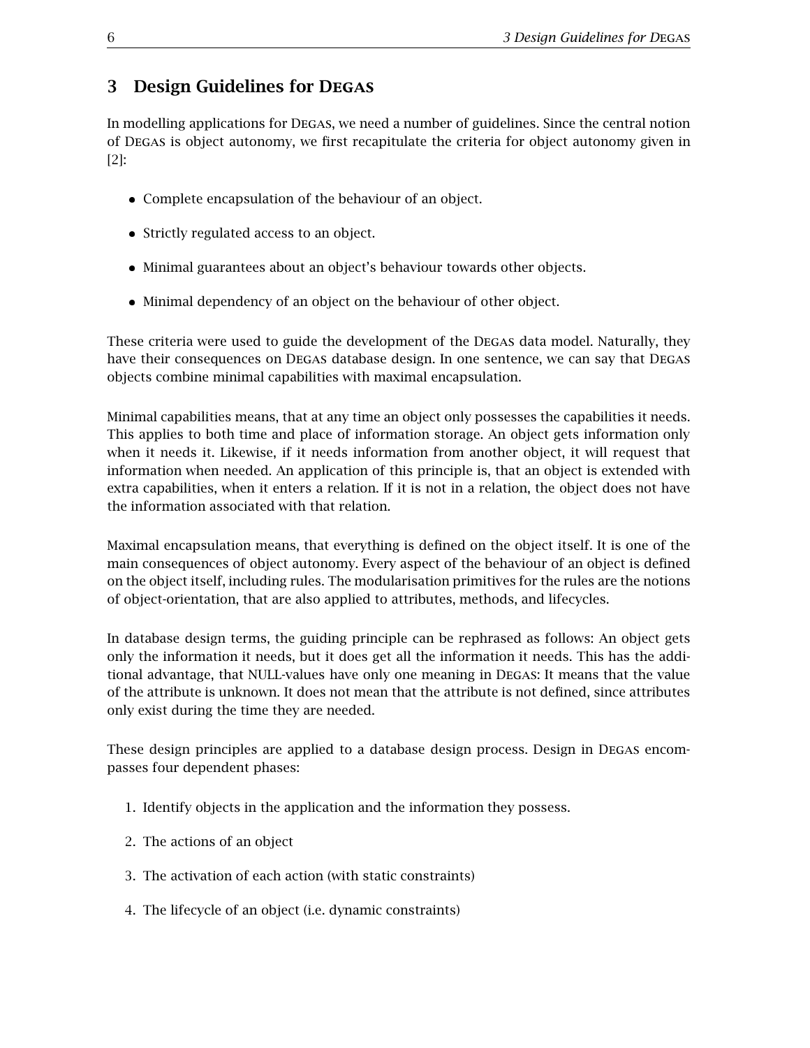## 3 Design Guidelines for DEGAS

In modelling applications for DEGAS, we need a number of guidelines. Since the central notion of DEGAS is object autonomy, we first recapitulate the criteria for object autonomy given in [2]:

- Complete encapsulation of the behaviour of an object.
- Strictly regulated access to an object.
- Minimal guarantees about an object's behaviour towards other objects.
- Minimal dependency of an object on the behaviour of other object.

These criteria were used to guide the development of the DEGAS data model. Naturally, they have their consequences on DEGAS database design. In one sentence, we can say that DEGAS objects combine minimal capabilities with maximal encapsulation.

Minimal capabilities means, that at any time an object only possesses the capabilities it needs. This applies to both time and place of information storage. An object gets information only when it needs it. Likewise, if it needs information from another object, it will request that information when needed. An application of this principle is, that an object is extended with extra capabilities, when it enters a relation. If it is not in a relation, the object does not have the information associated with that relation.

Maximal encapsulation means, that everything is defined on the object itself. It is one of the main consequences of object autonomy. Every aspect of the behaviour of an object is defined on the object itself, including rules. The modularisation primitives for the rules are the notions of object-orientation, that are also applied to attributes, methods, and lifecycles.

In database design terms, the guiding principle can be rephrased as follows: An object gets only the information it needs, but it does get all the information it needs. This has the additional advantage, that NULL-values have only one meaning in DEGAS: It means that the value of the attribute is unknown. It does not mean that the attribute is not defined, since attributes only exist during the time they are needed.

These design principles are applied to a database design process. Design in DEGAS encompasses four dependent phases:

1. Identify objects in the application and the information they possess.
2. The actions of an object
3. The activation of each action (with static constraints)
4. The lifecycle of an object (i.e. dynamic constraints)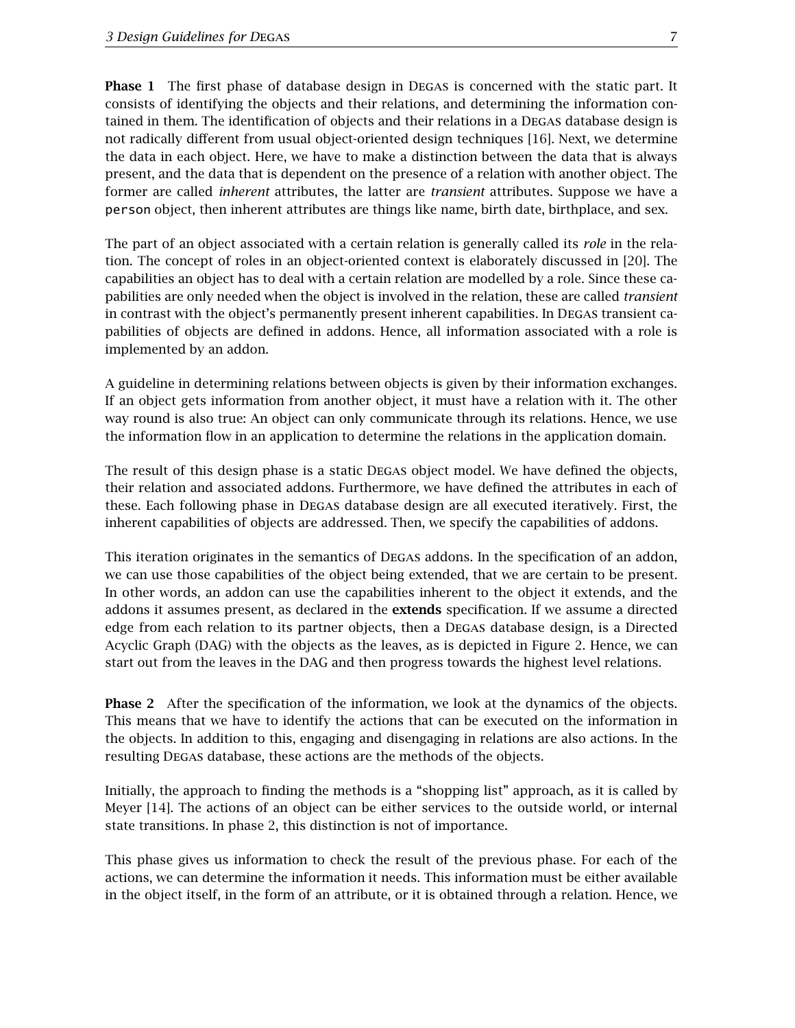**Phase 1** The first phase of database design in DEGAS is concerned with the static part. It consists of identifying the objects and their relations, and determining the information contained in them. The identification of objects and their relations in a DEGAS database design is not radically different from usual object-oriented design techniques [16]. Next, we determine the data in each object. Here, we have to make a distinction between the data that is always present, and the data that is dependent on the presence of a relation with another object. The former are called *inherent* attributes, the latter are *transient* attributes. Suppose we have a `person` object, then inherent attributes are things like name, birth date, birthplace, and sex.

The part of an object associated with a certain relation is generally called its *role* in the relation. The concept of roles in an object-oriented context is elaborately discussed in [20]. The capabilities an object has to deal with a certain relation are modelled by a role. Since these capabilities are only needed when the object is involved in the relation, these are called *transient* in contrast with the object's permanently present inherent capabilities. In DEGAS transient capabilities of objects are defined in addons. Hence, all information associated with a role is implemented by an addon.

A guideline in determining relations between objects is given by their information exchanges. If an object gets information from another object, it must have a relation with it. The other way round is also true: An object can only communicate through its relations. Hence, we use the information flow in an application to determine the relations in the application domain.

The result of this design phase is a static DEGAS object model. We have defined the objects, their relation and associated addons. Furthermore, we have defined the attributes in each of these. Each following phase in DEGAS database design are all executed iteratively. First, the inherent capabilities of objects are addressed. Then, we specify the capabilities of addons.

This iteration originates in the semantics of DEGAS addons. In the specification of an addon, we can use those capabilities of the object being extended, that we are certain to be present. In other words, an addon can use the capabilities inherent to the object it extends, and the addons it assumes present, as declared in the **extends** specification. If we assume a directed edge from each relation to its partner objects, then a DEGAS database design, is a Directed Acyclic Graph (DAG) with the objects as the leaves, as is depicted in Figure 2. Hence, we can start out from the leaves in the DAG and then progress towards the highest level relations.

**Phase 2** After the specification of the information, we look at the dynamics of the objects. This means that we have to identify the actions that can be executed on the information in the objects. In addition to this, engaging and disengaging in relations are also actions. In the resulting DEGAS database, these actions are the methods of the objects.

Initially, the approach to finding the methods is a "shopping list" approach, as it is called by Meyer [14]. The actions of an object can be either services to the outside world, or internal state transitions. In phase 2, this distinction is not of importance.

This phase gives us information to check the result of the previous phase. For each of the actions, we can determine the information it needs. This information must be either available in the object itself, in the form of an attribute, or it is obtained through a relation. Hence, we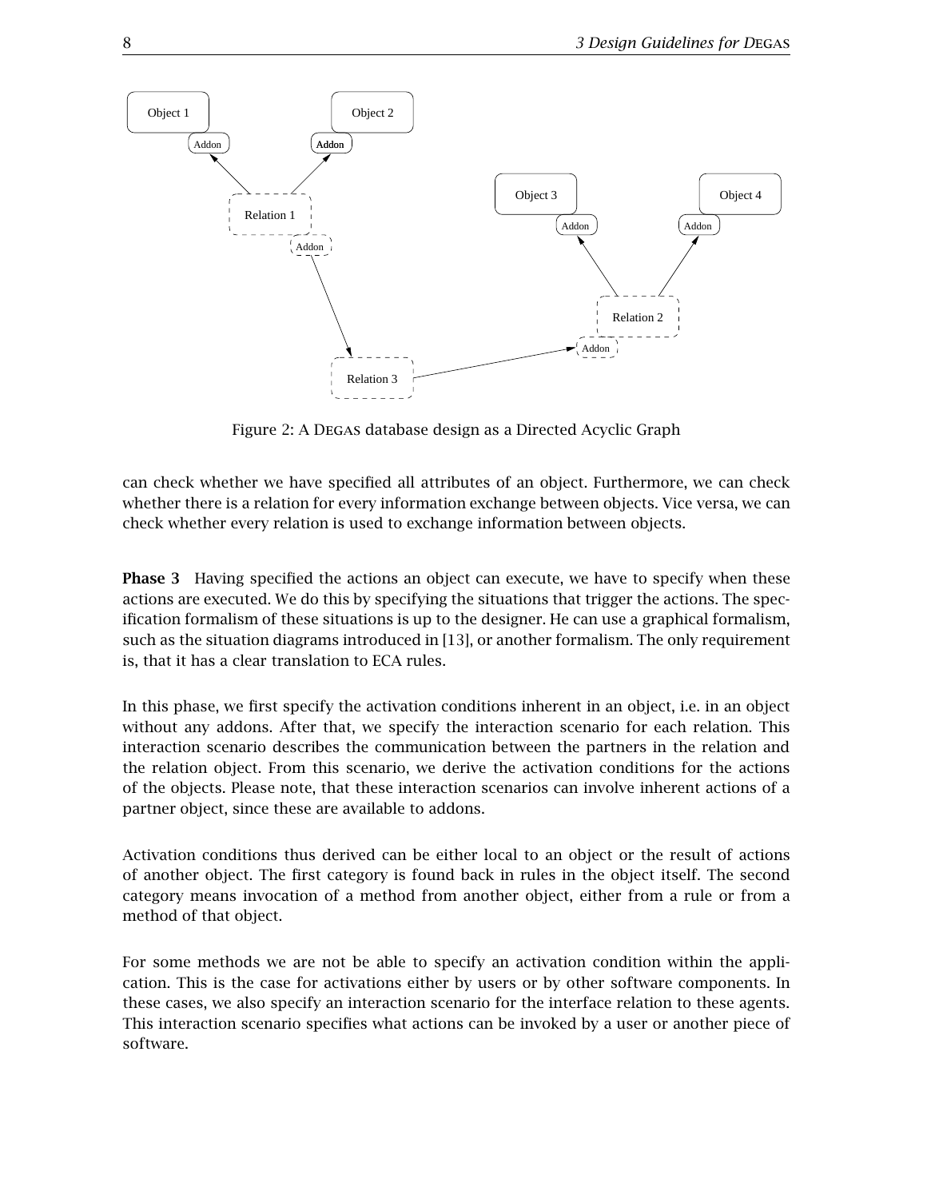Figure 2: A DEGAS database design as a Directed Acyclic Graph

can check whether we have specified all attributes of an object. Furthermore, we can check whether there is a relation for every information exchange between objects. Vice versa, we can check whether every relation is used to exchange information between objects.

**Phase 3** Having specified the actions an object can execute, we have to specify when these actions are executed. We do this by specifying the situations that trigger the actions. The specification formalism of these situations is up to the designer. He can use a graphical formalism, such as the situation diagrams introduced in [13], or another formalism. The only requirement is, that it has a clear translation to ECA rules.

In this phase, we first specify the activation conditions inherent in an object, i.e. in an object without any addons. After that, we specify the interaction scenario for each relation. This interaction scenario describes the communication between the partners in the relation and the relation object. From this scenario, we derive the activation conditions for the actions of the objects. Please note, that these interaction scenarios can involve inherent actions of a partner object, since these are available to addons.

Activation conditions thus derived can be either local to an object or the result of actions of another object. The first category is found back in rules in the object itself. The second category means invocation of a method from another object, either from a rule or from a method of that object.

For some methods we are not be able to specify an activation condition within the application. This is the case for activations either by users or by other software components. In these cases, we also specify an interaction scenario for the interface relation to these agents. This interaction scenario specifies what actions can be invoked by a user or another piece of software.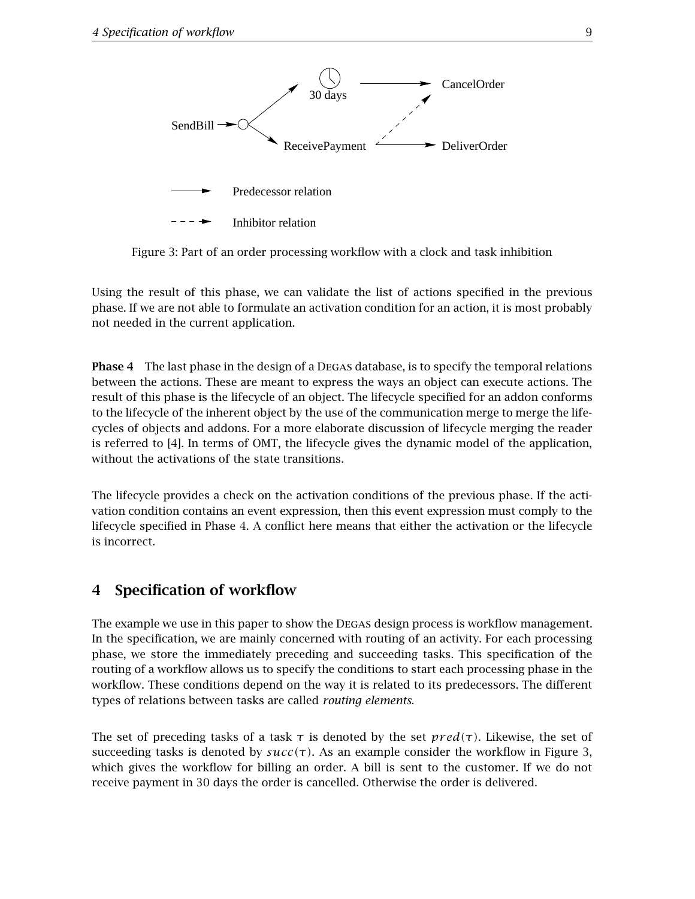Figure 3: Part of an order processing workflow with a clock and task inhibition

Using the result of this phase, we can validate the list of actions specified in the previous phase. If we are not able to formulate an activation condition for an action, it is most probably not needed in the current application.

**Phase 4** The last phase in the design of a DEGAS database, is to specify the temporal relations between the actions. These are meant to express the ways an object can execute actions. The result of this phase is the lifecycle of an object. The lifecycle specified for an addon conforms to the lifecycle of the inherent object by the use of the communication merge to merge the lifecycles of objects and addons. For a more elaborate discussion of lifecycle merging the reader is referred to [4]. In terms of OMT, the lifecycle gives the dynamic model of the application, without the activations of the state transitions.

The lifecycle provides a check on the activation conditions of the previous phase. If the activation condition contains an event expression, then this event expression must comply to the lifecycle specified in Phase 4. A conflict here means that either the activation or the lifecycle is incorrect.

## 4 Specification of workflow

The example we use in this paper to show the DEGAS design process is workflow management. In the specification, we are mainly concerned with routing of an activity. For each processing phase, we store the immediately preceding and succeeding tasks. This specification of the routing of a workflow allows us to specify the conditions to start each processing phase in the workflow. These conditions depend on the way it is related to its predecessors. The different types of relations between tasks are called *routing elements*.

The set of preceding tasks of a task $\tau$ is denoted by the set $pred(\tau)$. Likewise, the set of succeeding tasks is denoted by $succ(\tau)$. As an example consider the workflow in Figure 3, which gives the workflow for billing an order. A bill is sent to the customer. If we do not receive payment in 30 days the order is cancelled. Otherwise the order is delivered.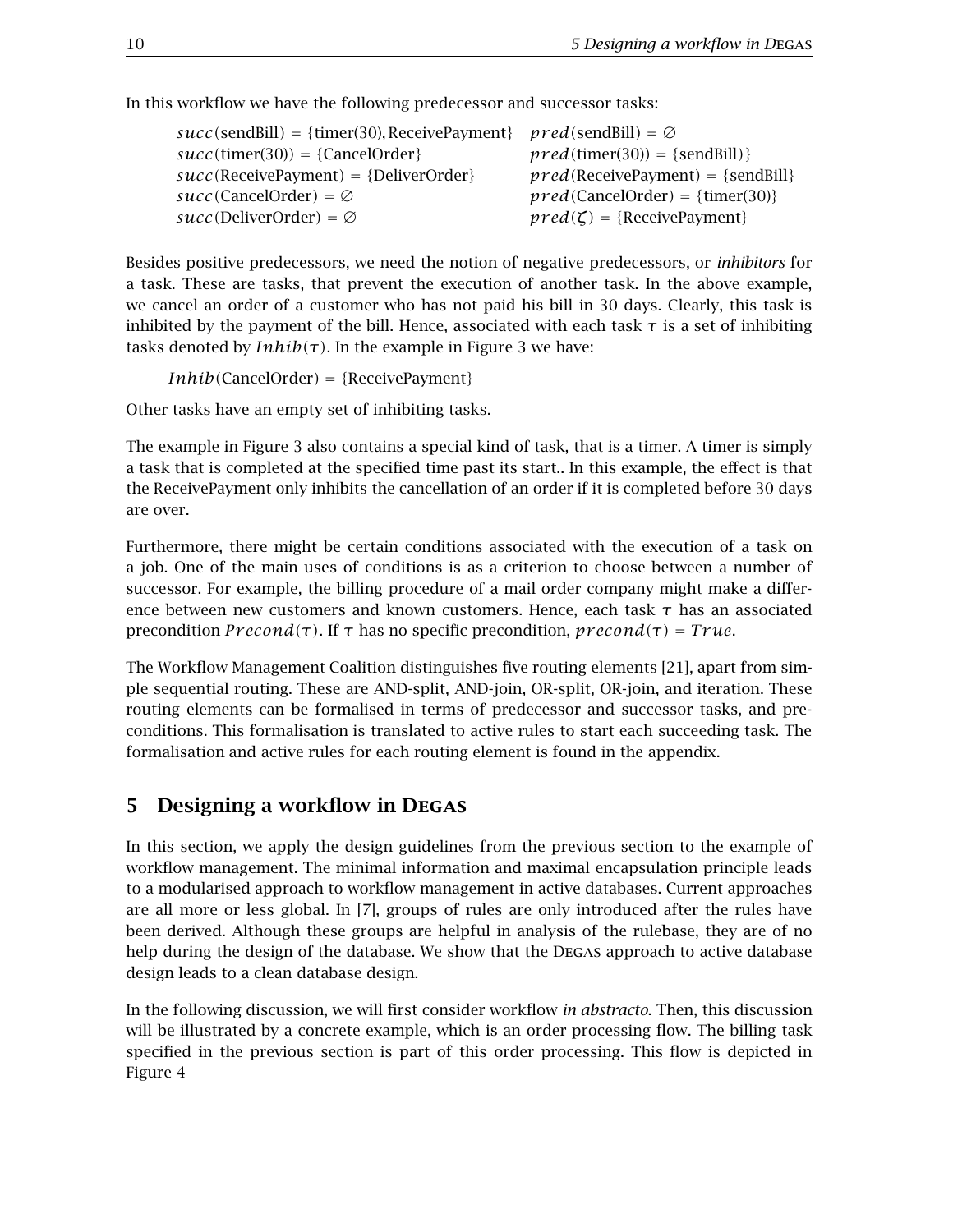In this workflow we have the following predecessor and successor tasks:

$$
\begin{array}{ll}
succ(\text{sendBill}) = \{\text{timer(30)}, \text{ReceivePayment}\} & pred(\text{sendBill}) = \emptyset \\
succ(\text{timer(30)}) = \{\text{CancelOrder}\} & pred(\text{timer(30)}) = \{\text{sendBill}\} \\
succ(\text{ReceivePayment}) = \{\text{DeliverOrder}\} & pred(\text{ReceivePayment}) = \{\text{sendBill}\} \\
succ(\text{CancelOrder}) = \emptyset & pred(\text{CancelOrder}) = \{\text{timer(30)}\} \\
succ(\text{DeliverOrder}) = \emptyset & pred(\zeta) = \{\text{ReceivePayment}\}
\end{array}
$$

Besides positive predecessors, we need the notion of negative predecessors, or *inhibitors* for a task. These are tasks, that prevent the execution of another task. In the above example, we cancel an order of a customer who has not paid his bill in 30 days. Clearly, this task is inhibited by the payment of the bill. Hence, associated with each task $\tau$ is a set of inhibiting tasks denoted by $Inhib(\tau)$. In the example in Figure 3 we have:

$$Inhib(\text{CancelOrder}) = \{\text{ReceivePayment}\}$$

Other tasks have an empty set of inhibiting tasks.

The example in Figure 3 also contains a special kind of task, that is a timer. A timer is simply a task that is completed at the specified time past its start.. In this example, the effect is that the ReceivePayment only inhibits the cancellation of an order if it is completed before 30 days are over.

Furthermore, there might be certain conditions associated with the execution of a task on a job. One of the main uses of conditions is as a criterion to choose between a number of successor. For example, the billing procedure of a mail order company might make a difference between new customers and known customers. Hence, each task $\tau$ has an associated precondition $Precond(\tau)$. If $\tau$ has no specific precondition, $precond(\tau) = True$.

The Workflow Management Coalition distinguishes five routing elements [21], apart from simple sequential routing. These are AND-split, AND-join, OR-split, OR-join, and iteration. These routing elements can be formalised in terms of predecessor and successor tasks, and preconditions. This formalisation is translated to active rules to start each succeeding task. The formalisation and active rules for each routing element is found in the appendix.

## 5 Designing a workflow in DEGAS

In this section, we apply the design guidelines from the previous section to the example of workflow management. The minimal information and maximal encapsulation principle leads to a modularised approach to workflow management in active databases. Current approaches are all more or less global. In [7], groups of rules are only introduced after the rules have been derived. Although these groups are helpful in analysis of the rulebase, they are of no help during the design of the database. We show that the DEGAS approach to active database design leads to a clean database design.

In the following discussion, we will first consider workflow *in abstracto*. Then, this discussion will be illustrated by a concrete example, which is an order processing flow. The billing task specified in the previous section is part of this order processing. This flow is depicted in Figure 4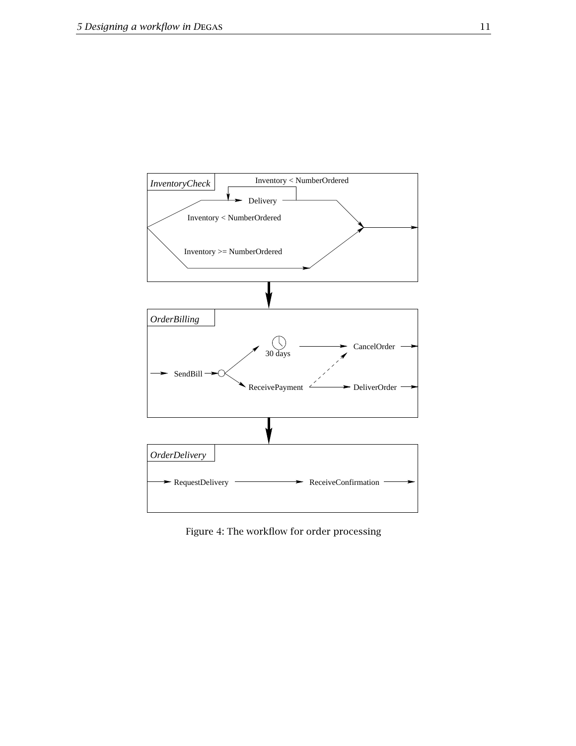Figure 4: The workflow for order processing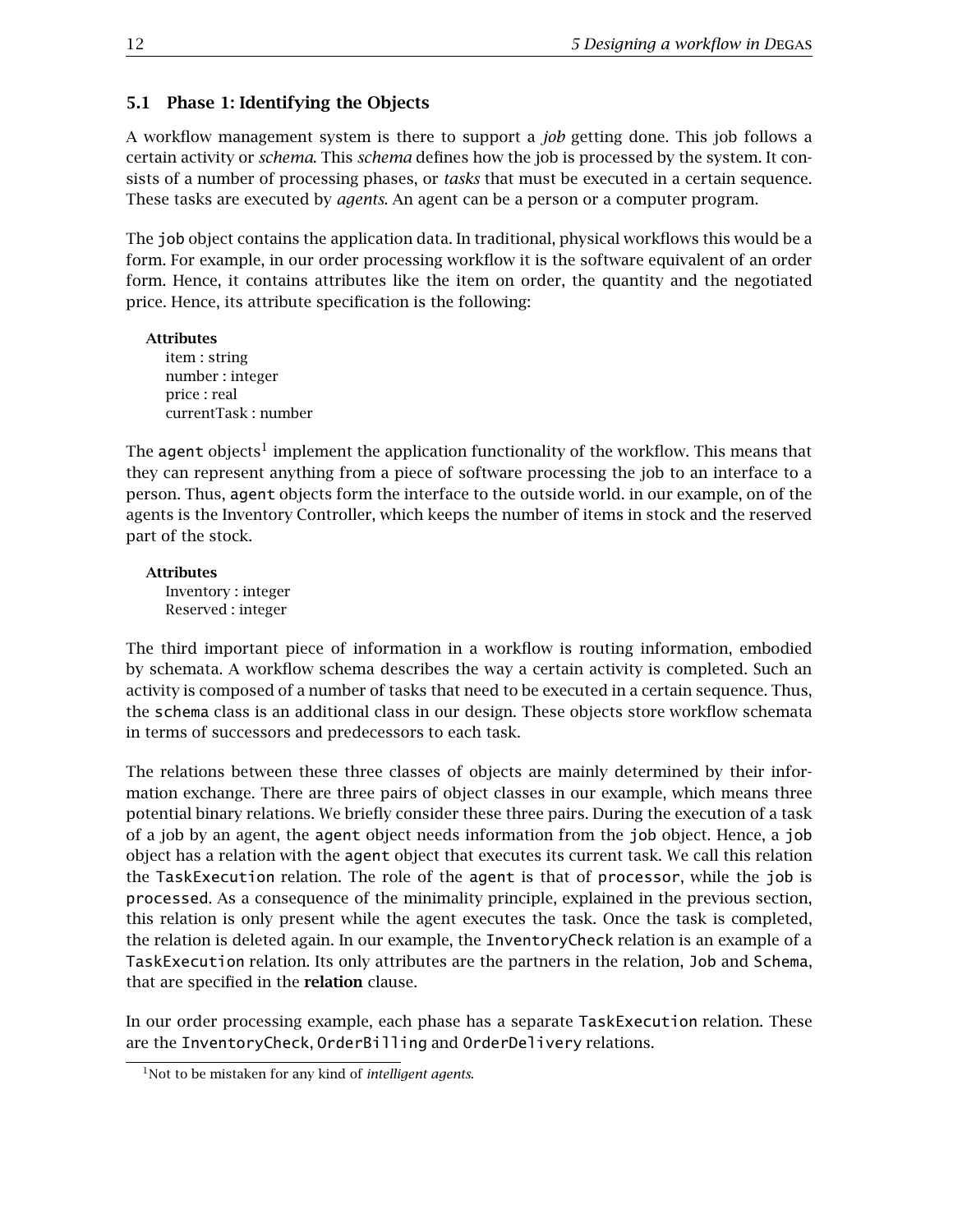### 5.1 Phase 1: Identifying the Objects

A workflow management system is there to support a *job* getting done. This job follows a certain activity or *schema*. This *schema* defines how the job is processed by the system. It consists of a number of processing phases, or *tasks* that must be executed in a certain sequence. These tasks are executed by *agents*. An agent can be a person or a computer program.

The `job` object contains the application data. In traditional, physical workflows this would be a form. For example, in our order processing workflow it is the software equivalent of an order form. Hence, it contains attributes like the item on order, the quantity and the negotiated price. Hence, its attribute specification is the following:

**Attributes**
item : string
number : integer
price : real
currentTask : number

The `agent` objects[1] implement the application functionality of the workflow. This means that they can represent anything from a piece of software processing the job to an interface to a person. Thus, `agent` objects form the interface to the outside world. in our example, on of the agents is the Inventory Controller, which keeps the number of items in stock and the reserved part of the stock.

**Attributes**
Inventory : integer
Reserved : integer

The third important piece of information in a workflow is routing information, embodied by schemata. A workflow schema describes the way a certain activity is completed. Such an activity is composed of a number of tasks that need to be executed in a certain sequence. Thus, the `schema` class is an additional class in our design. These objects store workflow schemata in terms of successors and predecessors to each task.

The relations between these three classes of objects are mainly determined by their information exchange. There are three pairs of object classes in our example, which means three potential binary relations. We briefly consider these three pairs. During the execution of a task of a job by an agent, the `agent` object needs information from the `job` object. Hence, a `job` object has a relation with the `agent` object that executes its current task. We call this relation the `TaskExecution` relation. The role of the `agent` is that of `processor`, while the `job` is `processed`. As a consequence of the minimality principle, explained in the previous section, this relation is only present while the agent executes the task. Once the task is completed, the relation is deleted again. In our example, the `InventoryCheck` relation is an example of a `TaskExecution` relation. Its only attributes are the partners in the relation, `Job` and `Schema`, that are specified in the **relation** clause.

In our order processing example, each phase has a separate `TaskExecution` relation. These are the `InventoryCheck`, `OrderBilling` and `OrderDelivery` relations.

[1] Not to be mistaken for any kind of *intelligent agents*.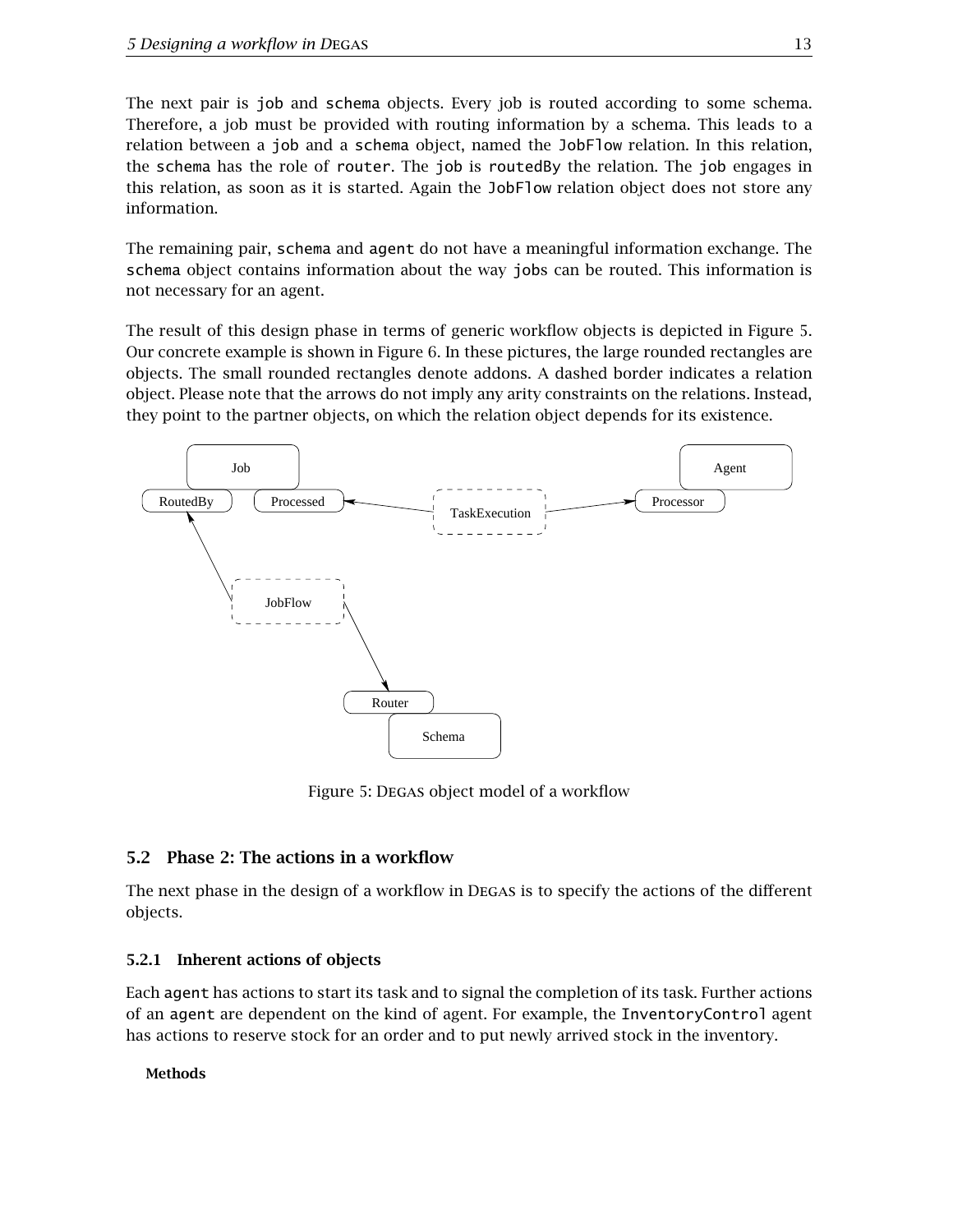The next pair is `job` and `schema` objects. Every job is routed according to some schema. Therefore, a job must be provided with routing information by a schema. This leads to a relation between a `job` and a `schema` object, named the `JobFlow` relation. In this relation, the `schema` has the role of `router`. The `job` is `routedBy` the relation. The `job` engages in this relation, as soon as it is started. Again the `JobFlow` relation object does not store any information.

The remaining pair, `schema` and `agent` do not have a meaningful information exchange. The `schema` object contains information about the way `jobs` can be routed. This information is not necessary for an agent.

The result of this design phase in terms of generic workflow objects is depicted in Figure 5. Our concrete example is shown in Figure 6. In these pictures, the large rounded rectangles are objects. The small rounded rectangles denote addons. A dashed border indicates a relation object. Please note that the arrows do not imply any arity constraints on the relations. Instead, they point to the partner objects, on which the relation object depends for its existence.

Figure 5: DEGAS object model of a workflow

## 5.2 Phase 2: The actions in a workflow

The next phase in the design of a workflow in DEGAS is to specify the actions of the different objects.

### 5.2.1 Inherent actions of objects

Each `agent` has actions to start its task and to signal the completion of its task. Further actions of an `agent` are dependent on the kind of agent. For example, the `InventoryControl` agent has actions to reserve stock for an order and to put newly arrived stock in the inventory.

**Methods**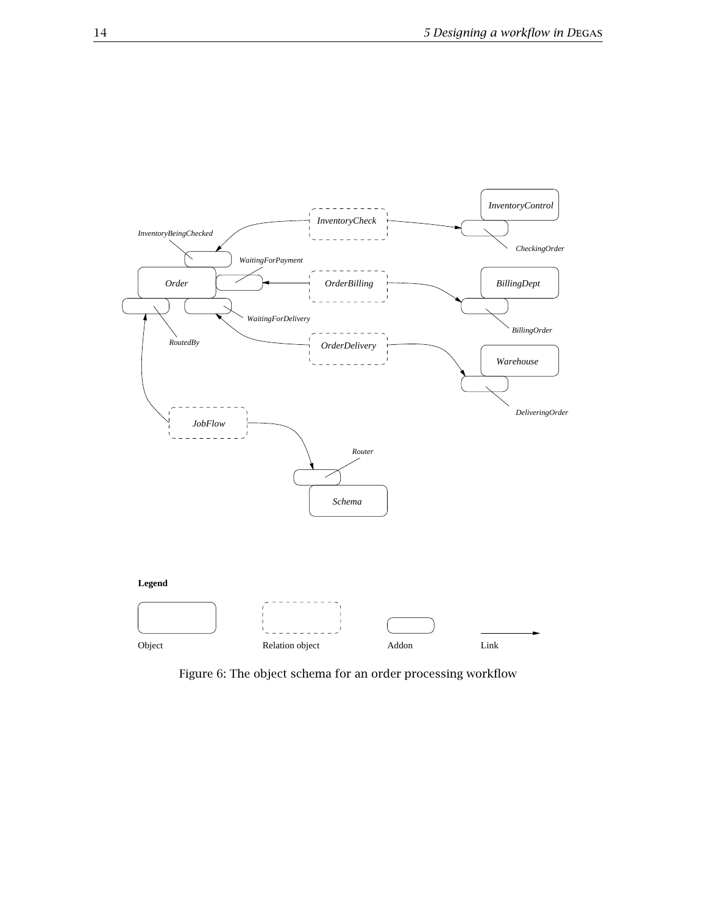Figure 6: The object schema for an order processing workflow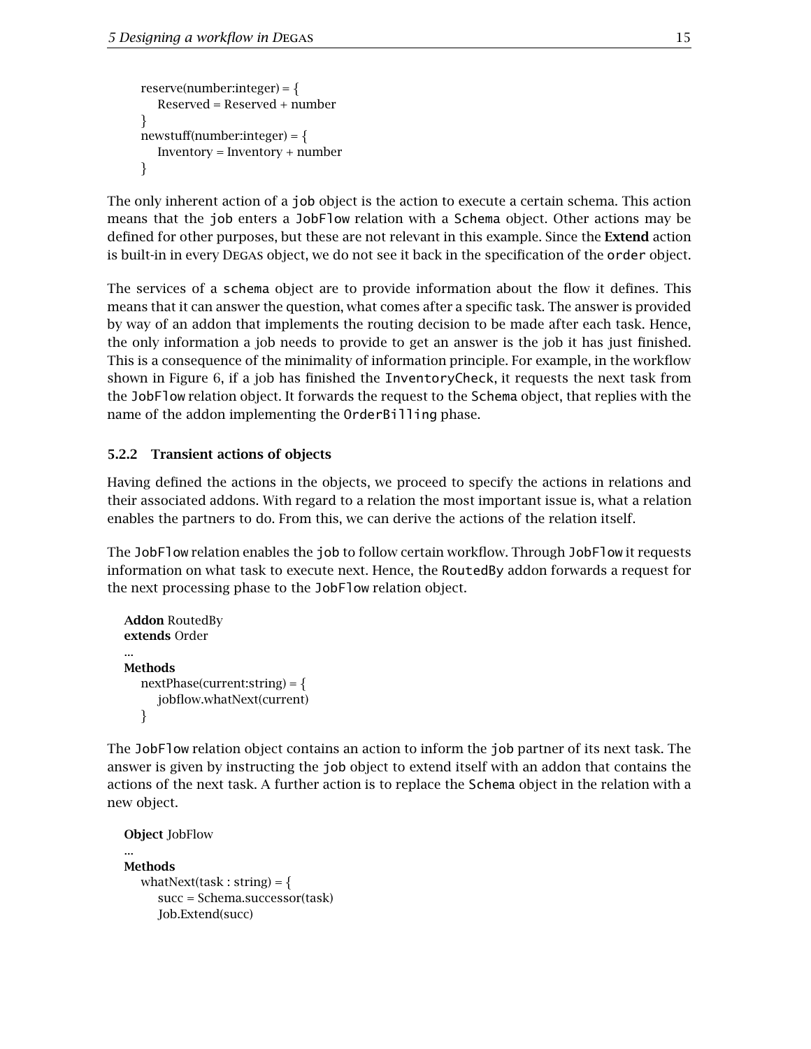```
reserve(number:integer) = {
    Reserved = Reserved + number
}
newstuff(number:integer) = {
    Inventory = Inventory + number
}
```

The only inherent action of a `job` object is the action to execute a certain schema. This action means that the `job` enters a `JobFlow` relation with a `Schema` object. Other actions may be defined for other purposes, but these are not relevant in this example. Since the **Extend** action is built-in in every DEGAS object, we do not see it back in the specification of the `order` object.

The services of a `schema` object are to provide information about the flow it defines. This means that it can answer the question, what comes after a specific task. The answer is provided by way of an addon that implements the routing decision to be made after each task. Hence, the only information a job needs to provide to get an answer is the job it has just finished. This is a consequence of the minimality of information principle. For example, in the workflow shown in Figure 6, if a job has finished the `InventoryCheck`, it requests the next task from the `JobFlow` relation object. It forwards the request to the `Schema` object, that replies with the name of the addon implementing the `OrderBilling` phase.

### 5.2.2 Transient actions of objects

Having defined the actions in the objects, we proceed to specify the actions in relations and their associated addons. With regard to a relation the most important issue is, what a relation enables the partners to do. From this, we can derive the actions of the relation itself.

The `JobFlow` relation enables the `job` to follow certain workflow. Through `JobFlow` it requests information on what task to execute next. Hence, the `RoutedBy` addon forwards a request for the next processing phase to the `JobFlow` relation object.

```
Addon RoutedBy
extends Order
...
Methods
    nextPhase(current:string) = {
        jobflow.whatNext(current)
    }
```

The `JobFlow` relation object contains an action to inform the `job` partner of its next task. The answer is given by instructing the `job` object to extend itself with an addon that contains the actions of the next task. A further action is to replace the `Schema` object in the relation with a new object.

```
Object JobFlow
...
Methods
    whatNext(task : string) = {
        succ = Schema.successor(task)
        Job.Extend(succ)
```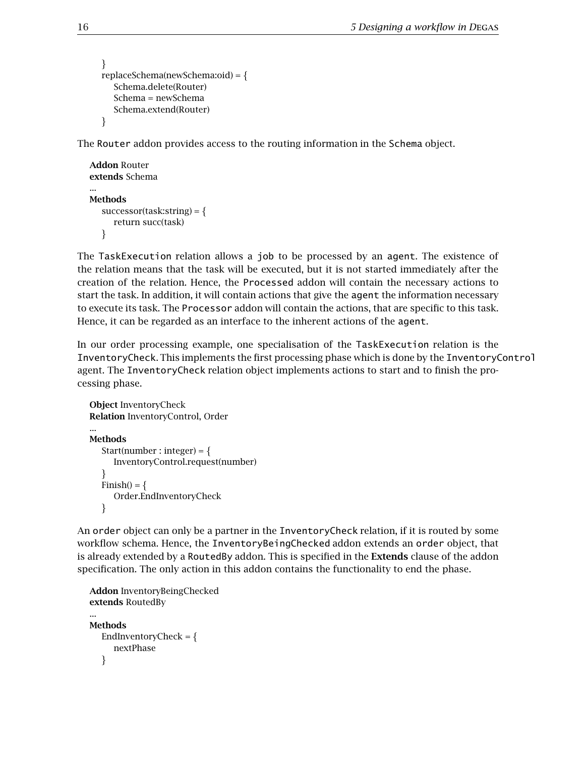```
}
replaceSchema(newSchema:oid) = {
    Schema.delete(Router)
    Schema = newSchema
    Schema.extend(Router)
}
```

The `Router` addon provides access to the routing information in the `Schema` object.

```
Addon Router
extends Schema
...
Methods
    successor(task:string) = {
        return succ(task)
    }
```

The `TaskExecution` relation allows a `job` to be processed by an `agent`. The existence of the relation means that the task will be executed, but it is not started immediately after the creation of the relation. Hence, the `Processed` addon will contain the necessary actions to start the task. In addition, it will contain actions that give the `agent` the information necessary to execute its task. The `Processor` addon will contain the actions, that are specific to this task. Hence, it can be regarded as an interface to the inherent actions of the `agent`.

In our order processing example, one specialisation of the `TaskExecution` relation is the `InventoryCheck`. This implements the first processing phase which is done by the `InventoryControl` agent. The `InventoryCheck` relation object implements actions to start and to finish the processing phase.

```
Object InventoryCheck
Relation InventoryControl, Order
...
Methods
    Start(number : integer) = {
        InventoryControl.request(number)
    }
    Finish() = {
        Order.EndInventoryCheck
    }
```

An `order` object can only be a partner in the `InventoryCheck` relation, if it is routed by some workflow schema. Hence, the `InventoryBeingChecked` addon extends an `order` object, that is already extended by a `RoutedBy` addon. This is specified in the **Extends** clause of the addon specification. The only action in this addon contains the functionality to end the phase.

```
Addon InventoryBeingChecked
extends RoutedBy
...
Methods
    EndInventoryCheck = {
        nextPhase
    }
```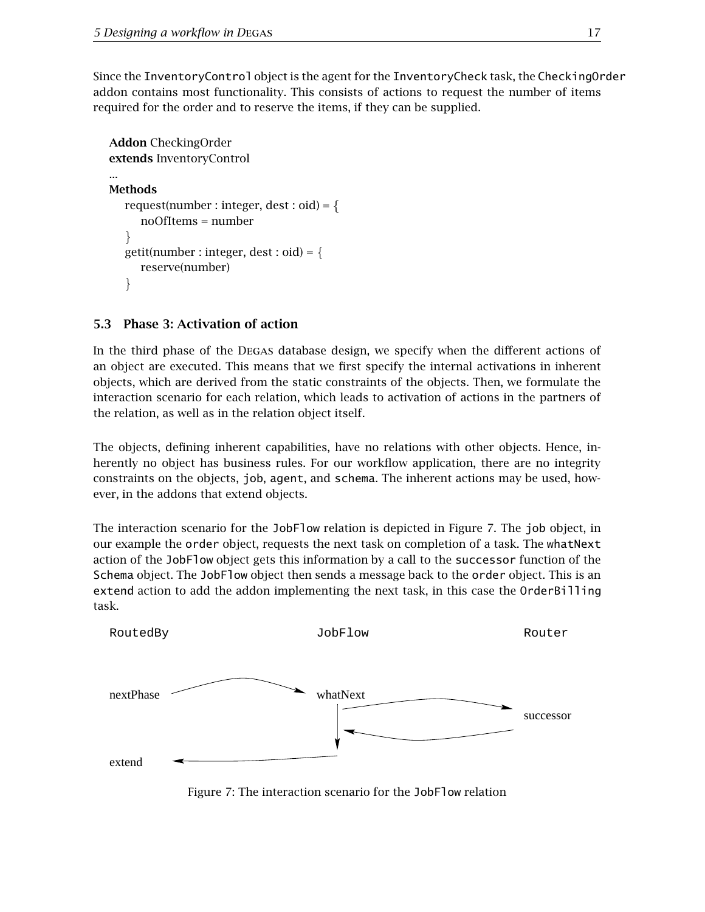Since the InventoryControl object is the agent for the InventoryCheck task, the CheckingOrder addon contains most functionality. This consists of actions to request the number of items required for the order and to reserve the items, if they can be supplied.

```
Addon CheckingOrder
extends InventoryControl
...
Methods
    request(number : integer, dest : oid) = {
        noOfItems = number
    }
    getit(number : integer, dest : oid) = {
        reserve(number)
    }
```

## 5.3 Phase 3: Activation of action

In the third phase of the DEGAS database design, we specify when the different actions of an object are executed. This means that we first specify the internal activations in inherent objects, which are derived from the static constraints of the objects. Then, we formulate the interaction scenario for each relation, which leads to activation of actions in the partners of the relation, as well as in the relation object itself.

The objects, defining inherent capabilities, have no relations with other objects. Hence, inherently no object has business rules. For our workflow application, there are no integrity constraints on the objects, job, agent, and schema. The inherent actions may be used, however, in the addons that extend objects.

The interaction scenario for the JobFlow relation is depicted in Figure 7. The job object, in our example the order object, requests the next task on completion of a task. The whatNext action of the JobFlow object gets this information by a call to the successor function of the Schema object. The JobFlow object then sends a message back to the order object. This is an extend action to add the addon implementing the next task, in this case the OrderBilling task.

```
RoutedBy                 JobFlow                  Router

nextPhase  ----------->  whatNext  ---------->  successor
                            |      <----------
                            v
extend     <-------------
```

Figure 7: The interaction scenario for the JobFlow relation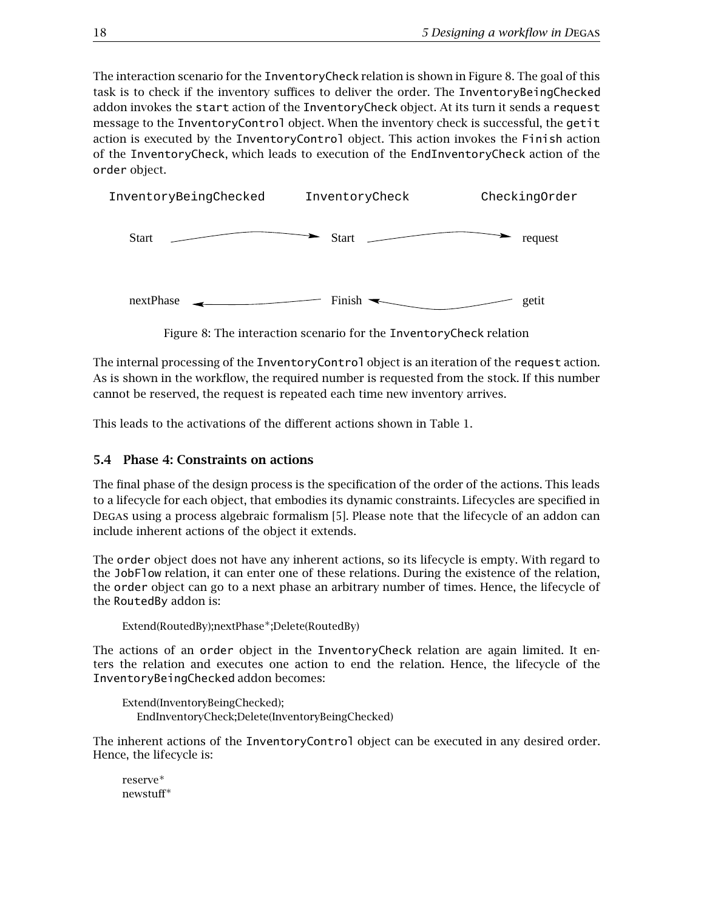The interaction scenario for the InventoryCheck relation is shown in Figure 8. The goal of this task is to check if the inventory suffices to deliver the order. The InventoryBeingChecked addon invokes the start action of the InventoryCheck object. At its turn it sends a request message to the InventoryControl object. When the inventory check is successful, the getit action is executed by the InventoryControl object. This action invokes the Finish action of the InventoryCheck, which leads to execution of the EndInventoryCheck action of the order object.

```
InventoryBeingChecked      InventoryCheck          CheckingOrder

Start      ---------->      Start    ---------->    request

nextPhase  <----------      Finish   <----------    getit
```

Figure 8: The interaction scenario for the InventoryCheck relation

The internal processing of the InventoryControl object is an iteration of the request action. As is shown in the workflow, the required number is requested from the stock. If this number cannot be reserved, the request is repeated each time new inventory arrives.

This leads to the activations of the different actions shown in Table 1.

### 5.4 Phase 4: Constraints on actions

The final phase of the design process is the specification of the order of the actions. This leads to a lifecycle for each object, that embodies its dynamic constraints. Lifecycles are specified in DEGAS using a process algebraic formalism [5]. Please note that the lifecycle of an addon can include inherent actions of the object it extends.

The order object does not have any inherent actions, so its lifecycle is empty. With regard to the JobFlow relation, it can enter one of these relations. During the existence of the relation, the order object can go to a next phase an arbitrary number of times. Hence, the lifecycle of the RoutedBy addon is:

```
Extend(RoutedBy);nextPhase*;Delete(RoutedBy)
```

The actions of an order object in the InventoryCheck relation are again limited. It enters the relation and executes one action to end the relation. Hence, the lifecycle of the InventoryBeingChecked addon becomes:

```
Extend(InventoryBeingChecked);
    EndInventoryCheck;Delete(InventoryBeingChecked)
```

The inherent actions of the InventoryControl object can be executed in any desired order. Hence, the lifecycle is:

```
reserve*
newstuff*
```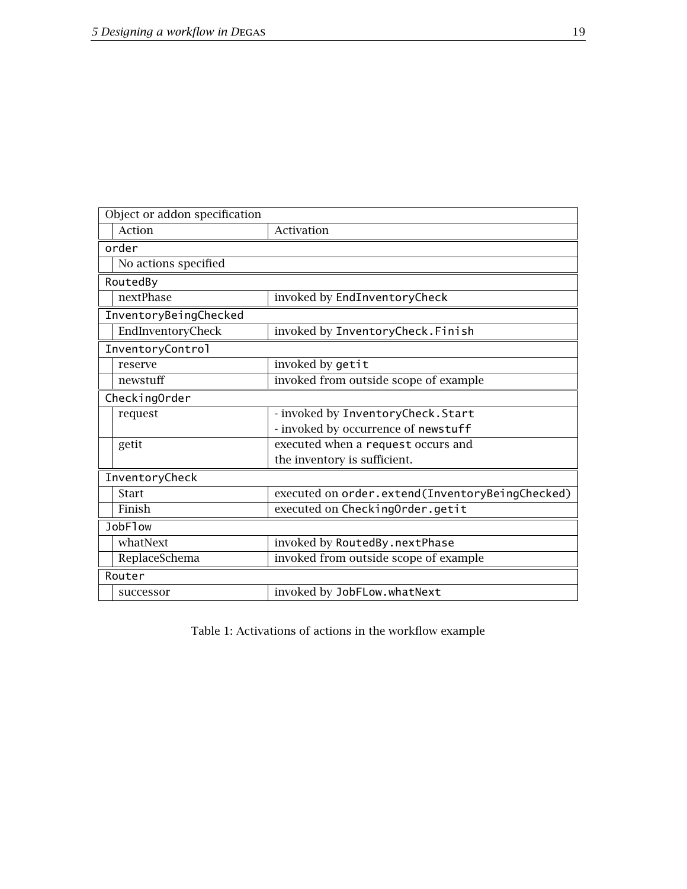| Object or addon specification | |
|---|---|
| Action | Activation |
| `order` | |
| No actions specified | |
| `RoutedBy` | |
| nextPhase | invoked by `EndInventoryCheck` |
| `InventoryBeingChecked` | |
| EndInventoryCheck | invoked by `InventoryCheck.Finish` |
| `InventoryControl` | |
| reserve | invoked by `getit` |
| newstuff | invoked from outside scope of example |
| `CheckingOrder` | |
| request | - invoked by `InventoryCheck.Start`<br>- invoked by occurrence of `newstuff` |
| getit | executed when a `request` occurs and the inventory is sufficient. |
| `InventoryCheck` | |
| Start | executed on `order.extend(InventoryBeingChecked)` |
| Finish | executed on `CheckingOrder.getit` |
| `JobFlow` | |
| whatNext | invoked by `RoutedBy.nextPhase` |
| ReplaceSchema | invoked from outside scope of example |
| `Router` | |
| successor | invoked by `JobFLow.whatNext` |

Table 1: Activations of actions in the workflow example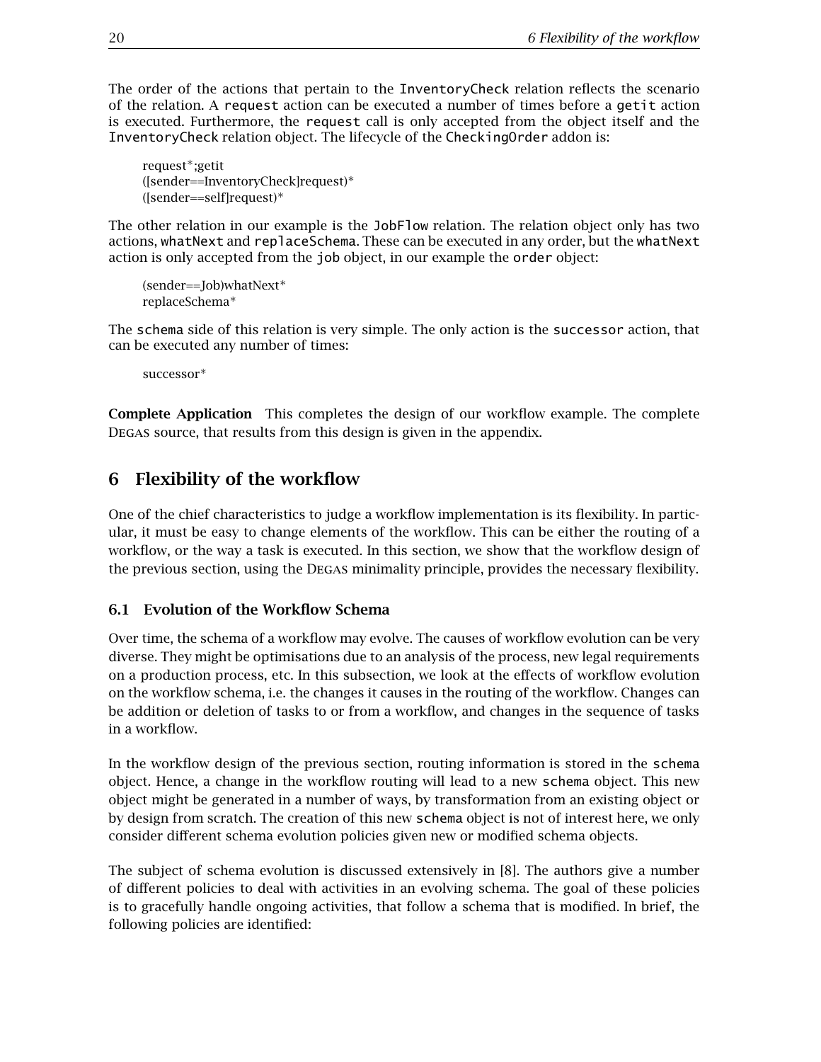The order of the actions that pertain to the InventoryCheck relation reflects the scenario of the relation. A request action can be executed a number of times before a getit action is executed. Furthermore, the request call is only accepted from the object itself and the InventoryCheck relation object. The lifecycle of the CheckingOrder addon is:

> request*;getit
> ([sender==InventoryCheck]request)*
> ([sender==self]request)*

The other relation in our example is the JobFlow relation. The relation object only has two actions, whatNext and replaceSchema. These can be executed in any order, but the whatNext action is only accepted from the job object, in our example the order object:

> (sender==Job)whatNext*
> replaceSchema*

The schema side of this relation is very simple. The only action is the successor action, that can be executed any number of times:

> successor*

**Complete Application** This completes the design of our workflow example. The complete Degas source, that results from this design is given in the appendix.

## 6 Flexibility of the workflow

One of the chief characteristics to judge a workflow implementation is its flexibility. In particular, it must be easy to change elements of the workflow. This can be either the routing of a workflow, or the way a task is executed. In this section, we show that the workflow design of the previous section, using the Degas minimality principle, provides the necessary flexibility.

### 6.1 Evolution of the Workflow Schema

Over time, the schema of a workflow may evolve. The causes of workflow evolution can be very diverse. They might be optimisations due to an analysis of the process, new legal requirements on a production process, etc. In this subsection, we look at the effects of workflow evolution on the workflow schema, i.e. the changes it causes in the routing of the workflow. Changes can be addition or deletion of tasks to or from a workflow, and changes in the sequence of tasks in a workflow.

In the workflow design of the previous section, routing information is stored in the schema object. Hence, a change in the workflow routing will lead to a new schema object. This new object might be generated in a number of ways, by transformation from an existing object or by design from scratch. The creation of this new schema object is not of interest here, we only consider different schema evolution policies given new or modified schema objects.

The subject of schema evolution is discussed extensively in [8]. The authors give a number of different policies to deal with activities in an evolving schema. The goal of these policies is to gracefully handle ongoing activities, that follow a schema that is modified. In brief, the following policies are identified: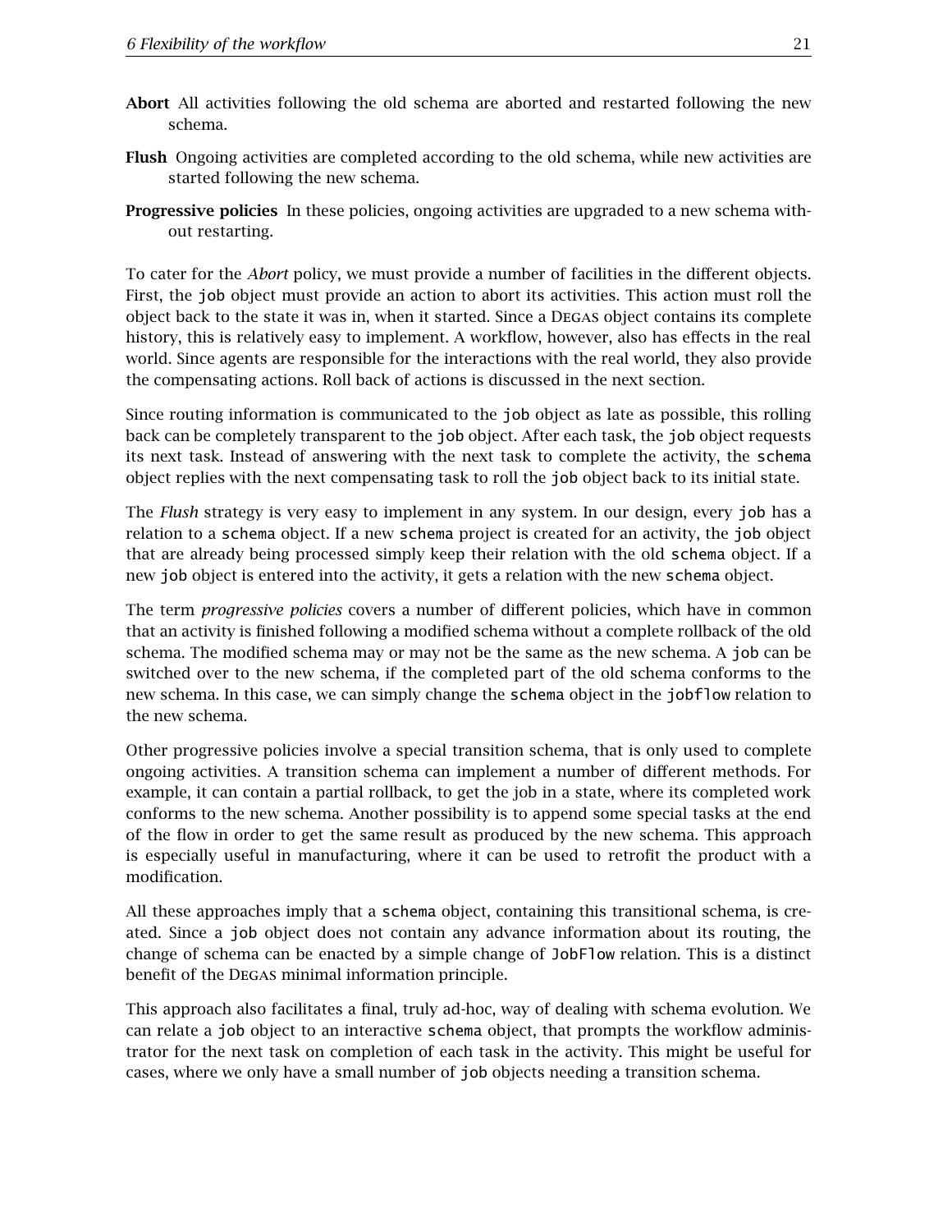**Abort** All activities following the old schema are aborted and restarted following the new schema.

**Flush** Ongoing activities are completed according to the old schema, while new activities are started following the new schema.

**Progressive policies** In these policies, ongoing activities are upgraded to a new schema without restarting.

To cater for the *Abort* policy, we must provide a number of facilities in the different objects. First, the `job` object must provide an action to abort its activities. This action must roll the object back to the state it was in, when it started. Since a DEGAS object contains its complete history, this is relatively easy to implement. A workflow, however, also has effects in the real world. Since agents are responsible for the interactions with the real world, they also provide the compensating actions. Roll back of actions is discussed in the next section.

Since routing information is communicated to the `job` object as late as possible, this rolling back can be completely transparent to the `job` object. After each task, the `job` object requests its next task. Instead of answering with the next task to complete the activity, the `schema` object replies with the next compensating task to roll the `job` object back to its initial state.

The *Flush* strategy is very easy to implement in any system. In our design, every `job` has a relation to a `schema` object. If a new `schema` project is created for an activity, the `job` object that are already being processed simply keep their relation with the old `schema` object. If a new `job` object is entered into the activity, it gets a relation with the new `schema` object.

The term *progressive policies* covers a number of different policies, which have in common that an activity is finished following a modified schema without a complete rollback of the old schema. The modified schema may or may not be the same as the new schema. A `job` can be switched over to the new schema, if the completed part of the old schema conforms to the new schema. In this case, we can simply change the `schema` object in the `jobflow` relation to the new schema.

Other progressive policies involve a special transition schema, that is only used to complete ongoing activities. A transition schema can implement a number of different methods. For example, it can contain a partial rollback, to get the job in a state, where its completed work conforms to the new schema. Another possibility is to append some special tasks at the end of the flow in order to get the same result as produced by the new schema. This approach is especially useful in manufacturing, where it can be used to retrofit the product with a modification.

All these approaches imply that a `schema` object, containing this transitional schema, is created. Since a `job` object does not contain any advance information about its routing, the change of schema can be enacted by a simple change of `JobFlow` relation. This is a distinct benefit of the DEGAS minimal information principle.

This approach also facilitates a final, truly ad-hoc, way of dealing with schema evolution. We can relate a `job` object to an interactive `schema` object, that prompts the workflow administrator for the next task on completion of each task in the activity. This might be useful for cases, where we only have a small number of `job` objects needing a transition schema.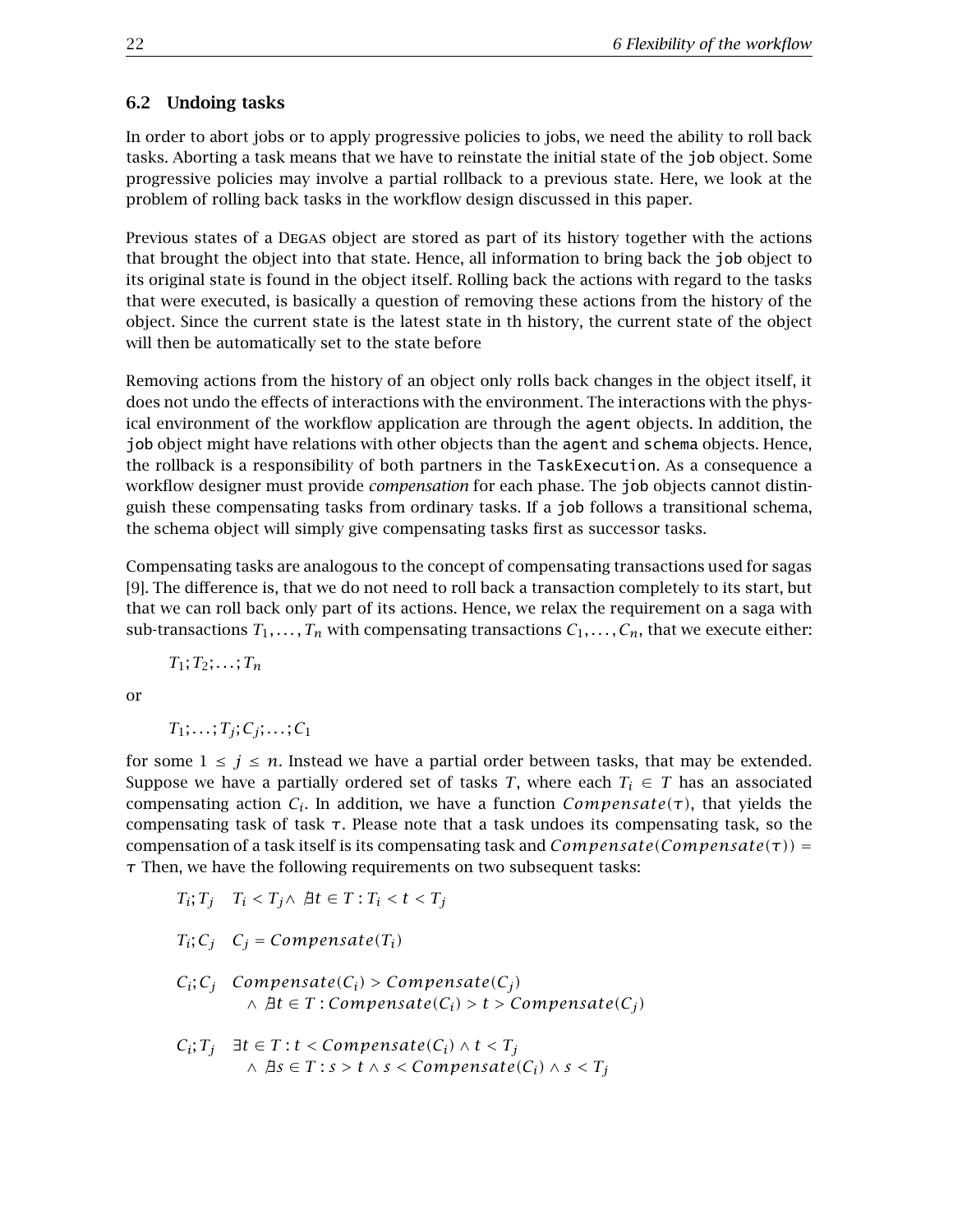## 6.2 Undoing tasks

In order to abort jobs or to apply progressive policies to jobs, we need the ability to roll back tasks. Aborting a task means that we have to reinstate the initial state of the `job` object. Some progressive policies may involve a partial rollback to a previous state. Here, we look at the problem of rolling back tasks in the workflow design discussed in this paper.

Previous states of a DEGAS object are stored as part of its history together with the actions that brought the object into that state. Hence, all information to bring back the `job` object to its original state is found in the object itself. Rolling back the actions with regard to the tasks that were executed, is basically a question of removing these actions from the history of the object. Since the current state is the latest state in th history, the current state of the object will then be automatically set to the state before

Removing actions from the history of an object only rolls back changes in the object itself, it does not undo the effects of interactions with the environment. The interactions with the physical environment of the workflow application are through the `agent` objects. In addition, the `job` object might have relations with other objects than the `agent` and `schema` objects. Hence, the rollback is a responsibility of both partners in the `TaskExecution`. As a consequence a workflow designer must provide *compensation* for each phase. The `job` objects cannot distinguish these compensating tasks from ordinary tasks. If a `job` follows a transitional schema, the schema object will simply give compensating tasks first as successor tasks.

Compensating tasks are analogous to the concept of compensating transactions used for sagas [9]. The difference is, that we do not need to roll back a transaction completely to its start, but that we can roll back only part of its actions. Hence, we relax the requirement on a saga with sub-transactions $T_1, \ldots, T_n$ with compensating transactions $C_1, \ldots, C_n$, that we execute either:

$$T_1; T_2; \ldots; T_n$$

or

$$T_1; \ldots; T_j; C_j; \ldots; C_1$$

for some $1 \leq j \leq n$. Instead we have a partial order between tasks, that may be extended. Suppose we have a partially ordered set of tasks $T$, where each $T_i \in T$ has an associated compensating action $C_i$. In addition, we have a function $Compensate(\tau)$, that yields the compensating task of task $\tau$. Please note that a task undoes its compensating task, so the compensation of a task itself is its compensating task and $Compensate(Compensate(\tau)) = \tau$ Then, we have the following requirements on two subsequent tasks:

$$T_i; T_j \quad T_i < T_j \wedge \nexists t \in T : T_i < t < T_j$$

$$T_i; C_j \quad C_j = Compensate(T_i)$$

$$C_i; C_j \quad Compensate(C_i) > Compensate(C_j) \wedge \nexists t \in T : Compensate(C_i) > t > Compensate(C_j)$$

$$C_i; T_j \quad \exists t \in T : t < Compensate(C_i) \wedge t < T_j \wedge \nexists s \in T : s > t \wedge s < Compensate(C_i) \wedge s < T_j$$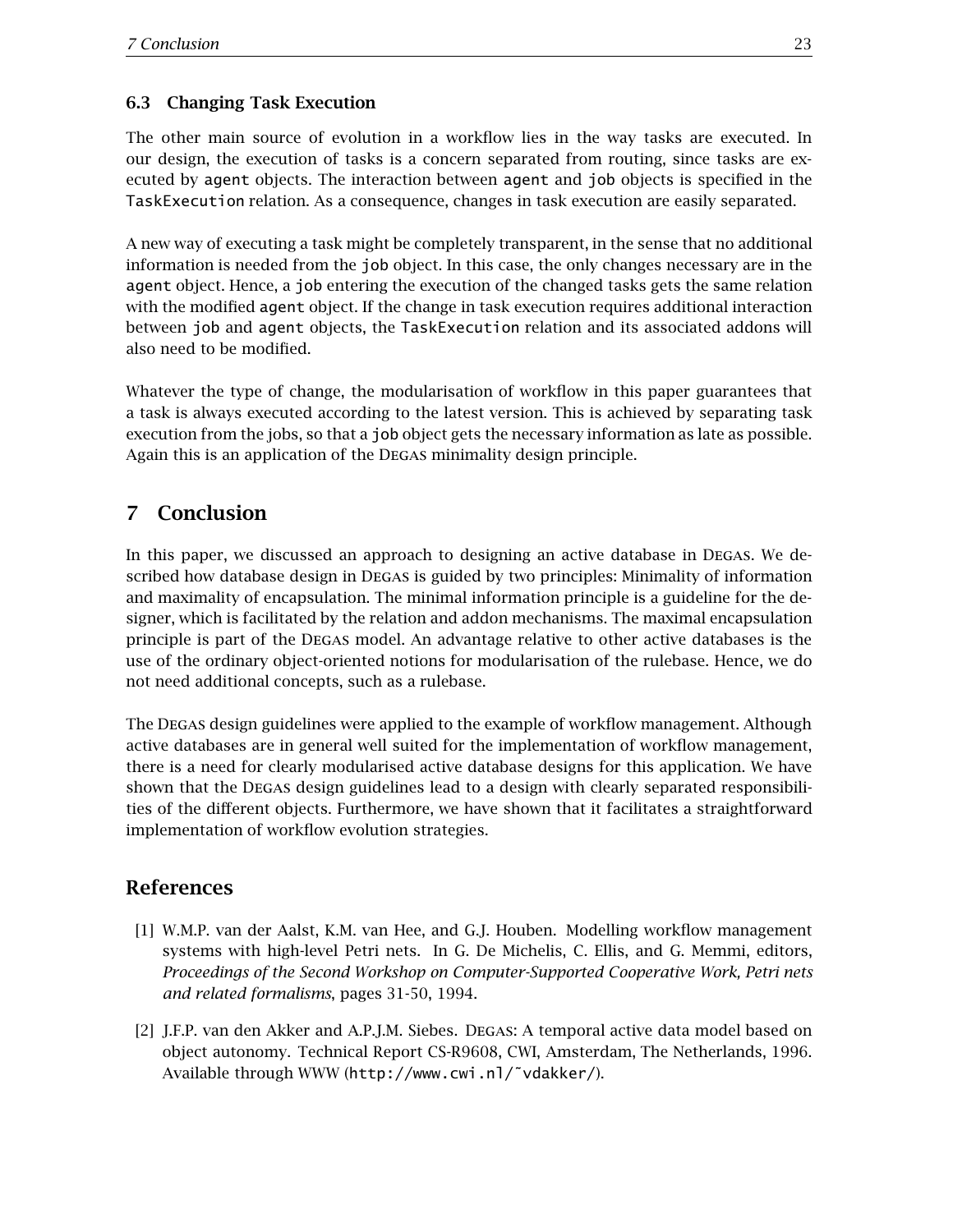### 6.3 Changing Task Execution

The other main source of evolution in a workflow lies in the way tasks are executed. In our design, the execution of tasks is a concern separated from routing, since tasks are executed by `agent` objects. The interaction between `agent` and `job` objects is specified in the `TaskExecution` relation. As a consequence, changes in task execution are easily separated.

A new way of executing a task might be completely transparent, in the sense that no additional information is needed from the `job` object. In this case, the only changes necessary are in the `agent` object. Hence, a `job` entering the execution of the changed tasks gets the same relation with the modified `agent` object. If the change in task execution requires additional interaction between `job` and `agent` objects, the `TaskExecution` relation and its associated addons will also need to be modified.

Whatever the type of change, the modularisation of workflow in this paper guarantees that a task is always executed according to the latest version. This is achieved by separating task execution from the jobs, so that a `job` object gets the necessary information as late as possible. Again this is an application of the DEGAS minimality design principle.

## 7 Conclusion

In this paper, we discussed an approach to designing an active database in DEGAS. We described how database design in DEGAS is guided by two principles: Minimality of information and maximality of encapsulation. The minimal information principle is a guideline for the designer, which is facilitated by the relation and addon mechanisms. The maximal encapsulation principle is part of the DEGAS model. An advantage relative to other active databases is the use of the ordinary object-oriented notions for modularisation of the rulebase. Hence, we do not need additional concepts, such as a rulebase.

The DEGAS design guidelines were applied to the example of workflow management. Although active databases are in general well suited for the implementation of workflow management, there is a need for clearly modularised active database designs for this application. We have shown that the DEGAS design guidelines lead to a design with clearly separated responsibilities of the different objects. Furthermore, we have shown that it facilitates a straightforward implementation of workflow evolution strategies.

## References

[1] W.M.P. van der Aalst, K.M. van Hee, and G.J. Houben. Modelling workflow management systems with high-level Petri nets. In G. De Michelis, C. Ellis, and G. Memmi, editors, *Proceedings of the Second Workshop on Computer-Supported Cooperative Work, Petri nets and related formalisms*, pages 31-50, 1994.

[2] J.F.P. van den Akker and A.P.J.M. Siebes. DEGAS: A temporal active data model based on object autonomy. Technical Report CS-R9608, CWI, Amsterdam, The Netherlands, 1996. Available through WWW (`http://www.cwi.nl/~vdakker/`).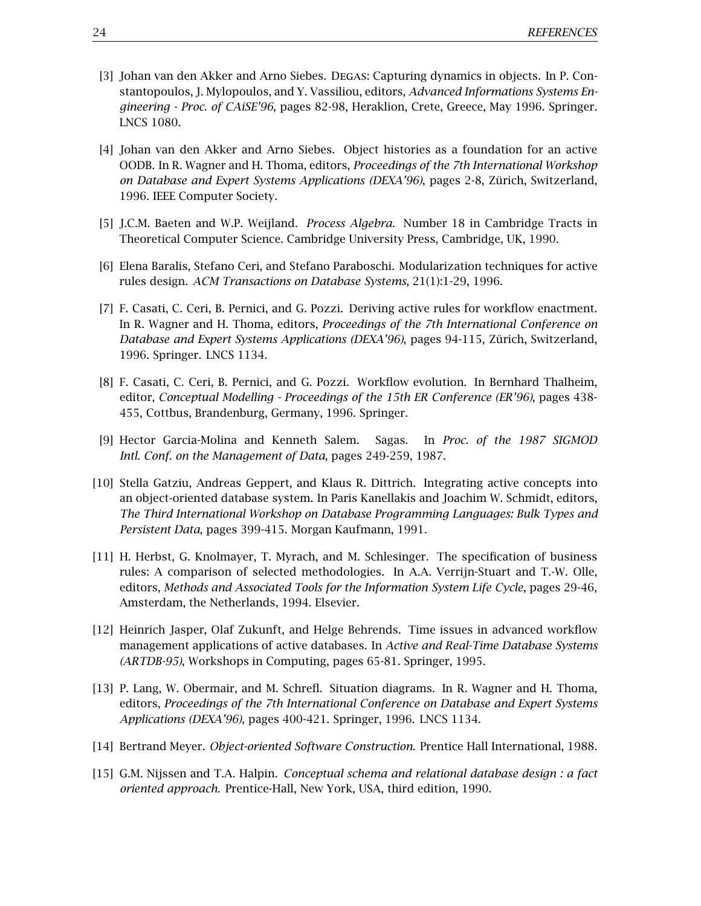[3] Johan van den Akker and Arno Siebes. DEGAS: Capturing dynamics in objects. In P. Constantopoulos, J. Mylopoulos, and Y. Vassiliou, editors, *Advanced Informations Systems Engineering - Proc. of CAiSE'96*, pages 82-98, Heraklion, Crete, Greece, May 1996. Springer. LNCS 1080.

[4] Johan van den Akker and Arno Siebes. Object histories as a foundation for an active OODB. In R. Wagner and H. Thoma, editors, *Proceedings of the 7th International Workshop on Database and Expert Systems Applications (DEXA'96)*, pages 2-8, Zürich, Switzerland, 1996. IEEE Computer Society.

[5] J.C.M. Baeten and W.P. Weijland. *Process Algebra*. Number 18 in Cambridge Tracts in Theoretical Computer Science. Cambridge University Press, Cambridge, UK, 1990.

[6] Elena Baralis, Stefano Ceri, and Stefano Paraboschi. Modularization techniques for active rules design. *ACM Transactions on Database Systems*, 21(1):1-29, 1996.

[7] F. Casati, C. Ceri, B. Pernici, and G. Pozzi. Deriving active rules for workflow enactment. In R. Wagner and H. Thoma, editors, *Proceedings of the 7th International Conference on Database and Expert Systems Applications (DEXA'96)*, pages 94-115, Zürich, Switzerland, 1996. Springer. LNCS 1134.

[8] F. Casati, C. Ceri, B. Pernici, and G. Pozzi. Workflow evolution. In Bernhard Thalheim, editor, *Conceptual Modelling - Proceedings of the 15th ER Conference (ER'96)*, pages 438-455, Cottbus, Brandenburg, Germany, 1996. Springer.

[9] Hector Garcia-Molina and Kenneth Salem. Sagas. In *Proc. of the 1987 SIGMOD Intl. Conf. on the Management of Data*, pages 249-259, 1987.

[10] Stella Gatziu, Andreas Geppert, and Klaus R. Dittrich. Integrating active concepts into an object-oriented database system. In Paris Kanellakis and Joachim W. Schmidt, editors, *The Third International Workshop on Database Programming Languages: Bulk Types and Persistent Data*, pages 399-415. Morgan Kaufmann, 1991.

[11] H. Herbst, G. Knolmayer, T. Myrach, and M. Schlesinger. The specification of business rules: A comparison of selected methodologies. In A.A. Verrijn-Stuart and T.-W. Olle, editors, *Methods and Associated Tools for the Information System Life Cycle*, pages 29-46, Amsterdam, the Netherlands, 1994. Elsevier.

[12] Heinrich Jasper, Olaf Zukunft, and Helge Behrends. Time issues in advanced workflow management applications of active databases. In *Active and Real-Time Database Systems (ARTDB-95)*, Workshops in Computing, pages 65-81. Springer, 1995.

[13] P. Lang, W. Obermair, and M. Schrefl. Situation diagrams. In R. Wagner and H. Thoma, editors, *Proceedings of the 7th International Conference on Database and Expert Systems Applications (DEXA'96)*, pages 400-421. Springer, 1996. LNCS 1134.

[14] Bertrand Meyer. *Object-oriented Software Construction*. Prentice Hall International, 1988.

[15] G.M. Nijssen and T.A. Halpin. *Conceptual schema and relational database design : a fact oriented approach*. Prentice-Hall, New York, USA, third edition, 1990.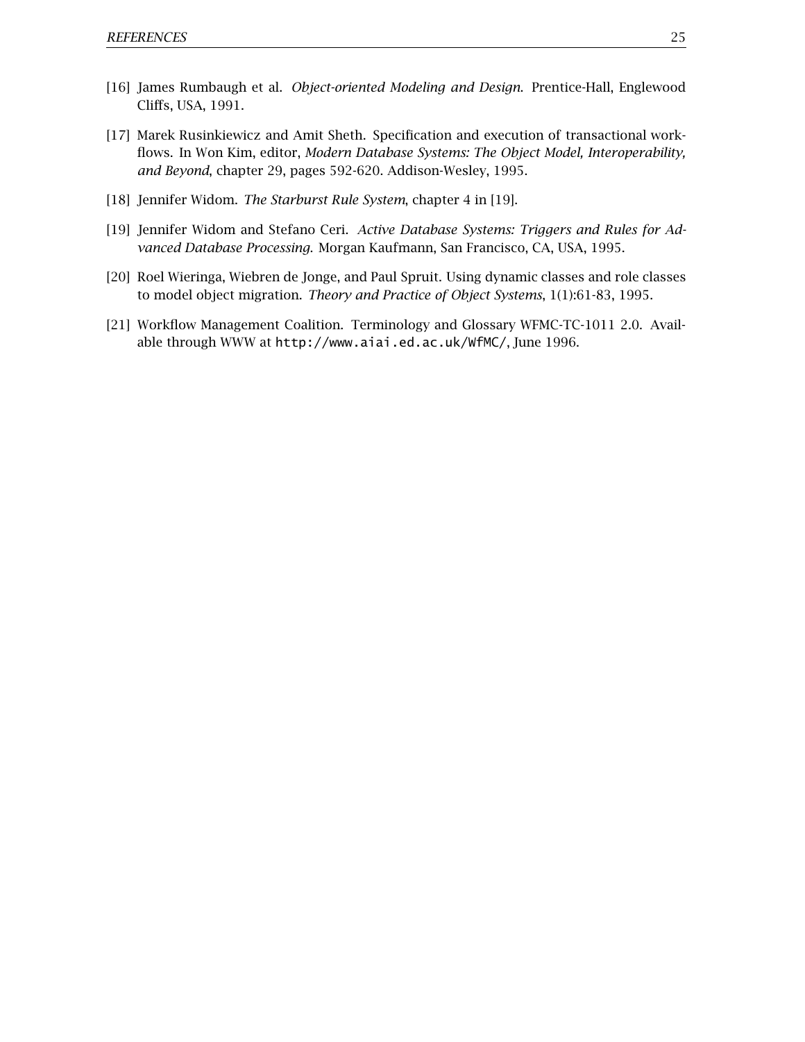[16] James Rumbaugh et al. *Object-oriented Modeling and Design*. Prentice-Hall, Englewood Cliffs, USA, 1991.

[17] Marek Rusinkiewicz and Amit Sheth. Specification and execution of transactional workflows. In Won Kim, editor, *Modern Database Systems: The Object Model, Interoperability, and Beyond*, chapter 29, pages 592-620. Addison-Wesley, 1995.

[18] Jennifer Widom. *The Starburst Rule System*, chapter 4 in [19].

[19] Jennifer Widom and Stefano Ceri. *Active Database Systems: Triggers and Rules for Advanced Database Processing.* Morgan Kaufmann, San Francisco, CA, USA, 1995.

[20] Roel Wieringa, Wiebren de Jonge, and Paul Spruit. Using dynamic classes and role classes to model object migration. *Theory and Practice of Object Systems*, 1(1):61-83, 1995.

[21] Workflow Management Coalition. Terminology and Glossary WFMC-TC-1011 2.0. Available through WWW at `http://www.aiai.ed.ac.uk/WfMC/`, June 1996.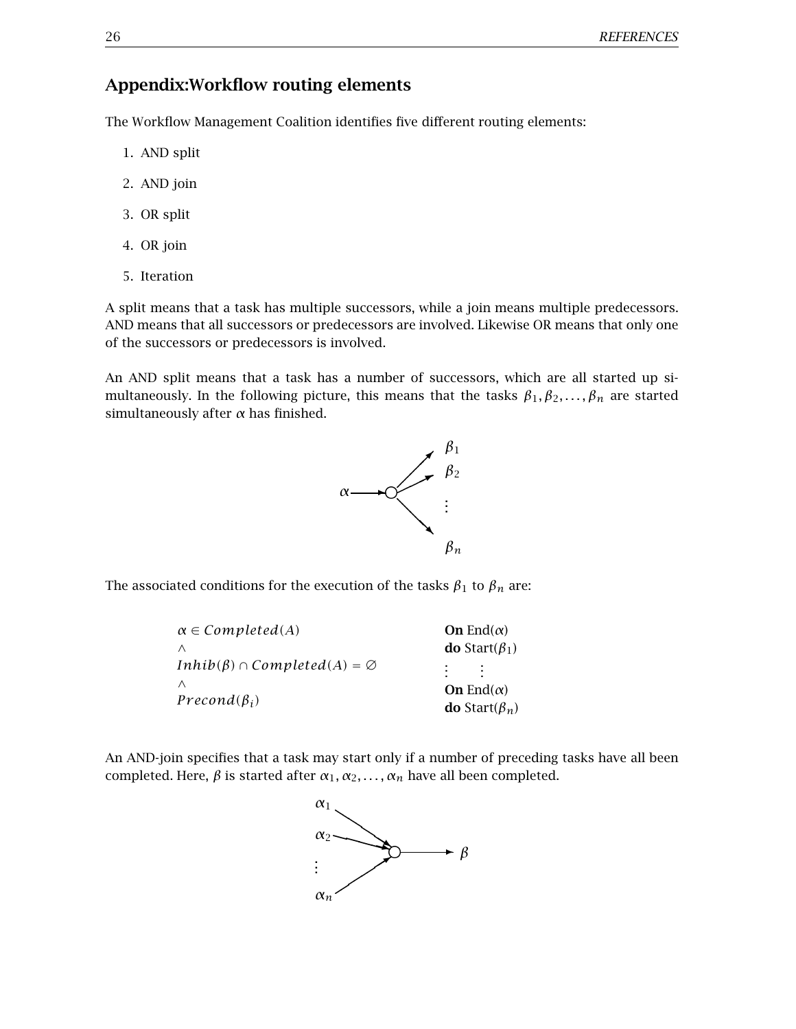## Appendix:Workflow routing elements

The Workflow Management Coalition identifies five different routing elements:

1. AND split
2. AND join
3. OR split
4. OR join
5. Iteration

A split means that a task has multiple successors, while a join means multiple predecessors. AND means that all successors or predecessors are involved. Likewise OR means that only one of the successors or predecessors is involved.

An AND split means that a task has a number of successors, which are all started up simultaneously. In the following picture, this means that the tasks $\beta_1, \beta_2, \ldots, \beta_n$ are started simultaneously after $\alpha$ has finished.

The associated conditions for the execution of the tasks $\beta_1$ to $\beta_n$ are:

$$\alpha \in Completed(A) \wedge Inhib(\beta) \cap Completed(A) = \emptyset \wedge Precond(\beta_i)$$

**On** End($\alpha$)
**do** Start($\beta_1$)
⋮ ⋮
**On** End($\alpha$)
**do** Start($\beta_n$)

An AND-join specifies that a task may start only if a number of preceding tasks have all been completed. Here, $\beta$ is started after $\alpha_1, \alpha_2, \ldots, \alpha_n$ have all been completed.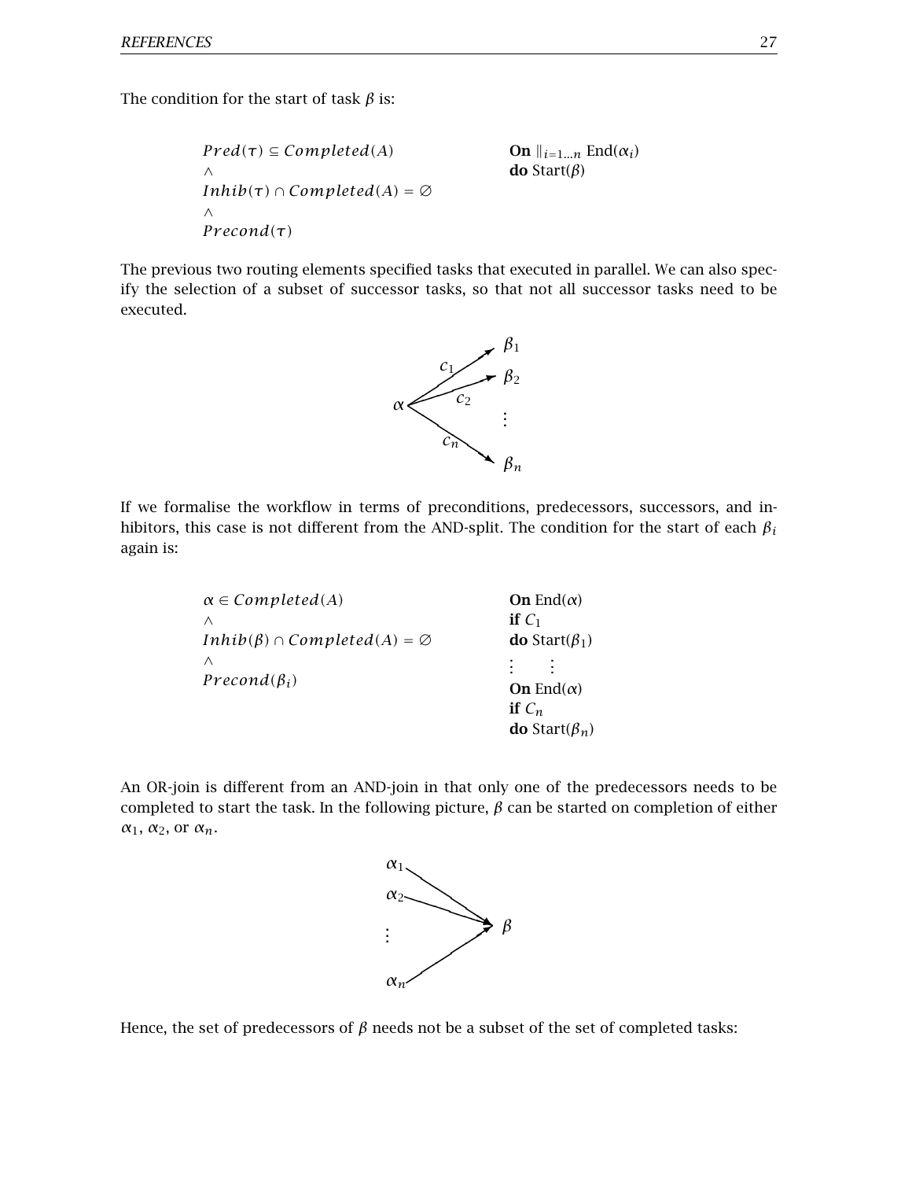The condition for the start of task $\beta$ is:

$$
\begin{array}{ll}
Pred(\tau) \subseteq Completed(A) & \textbf{On } \|_{i=1\ldots n} \text{ End}(\alpha_i) \\
\wedge & \textbf{do } \text{Start}(\beta) \\
Inhib(\tau) \cap Completed(A) = \emptyset & \\
\wedge & \\
Precond(\tau) &
\end{array}
$$

The previous two routing elements specified tasks that executed in parallel. We can also specify the selection of a subset of successor tasks, so that not all successor tasks need to be executed.

If we formalise the workflow in terms of preconditions, predecessors, successors, and inhibitors, this case is not different from the AND-split. The condition for the start of each $\beta_i$ again is:

$$
\begin{array}{ll}
\alpha \in Completed(A) & \textbf{On } \text{End}(\alpha) \\
\wedge & \textbf{if } C_1 \\
Inhib(\beta) \cap Completed(A) = \emptyset & \textbf{do } \text{Start}(\beta_1) \\
\wedge & \vdots \quad \vdots \\
Precond(\beta_i) & \textbf{On } \text{End}(\alpha) \\
& \textbf{if } C_n \\
& \textbf{do } \text{Start}(\beta_n)
\end{array}
$$

An OR-join is different from an AND-join in that only one of the predecessors needs to be completed to start the task. In the following picture, $\beta$ can be started on completion of either $\alpha_1$, $\alpha_2$, or $\alpha_n$.

Hence, the set of predecessors of $\beta$ needs not be a subset of the set of completed tasks: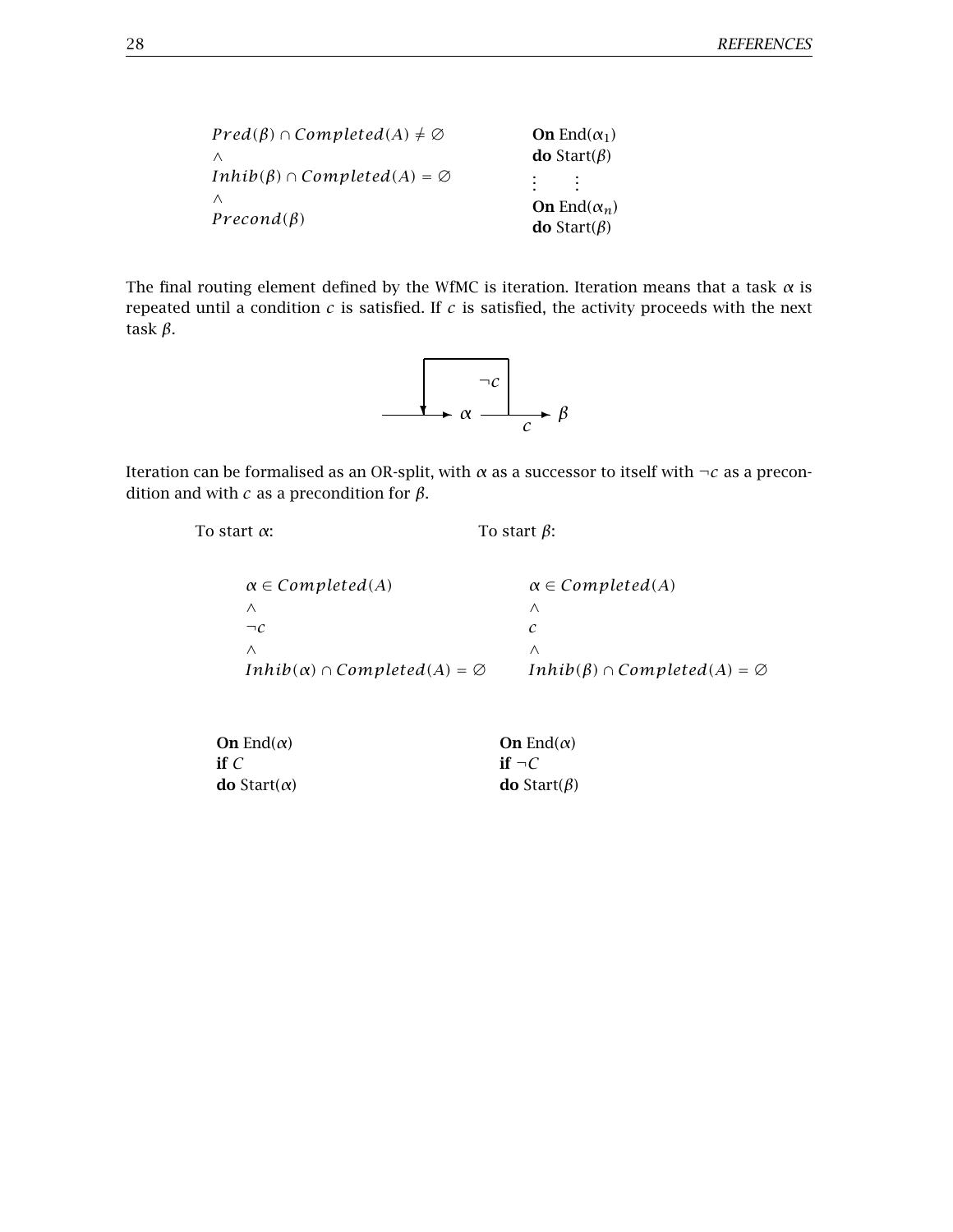$$Pred(\beta) \cap Completed(A) \neq \emptyset$$
$$\wedge$$
$$Inhib(\beta) \cap Completed(A) = \emptyset$$
$$\wedge$$
$$Precond(\beta)$$

**On** End($\alpha_1$)
**do** Start($\beta$)
⋮ ⋮
**On** End($\alpha_n$)
**do** Start($\beta$)

The final routing element defined by the WfMC is iteration. Iteration means that a task $\alpha$ is repeated until a condition $c$ is satisfied. If $c$ is satisfied, the activity proceeds with the next task $\beta$.

Iteration can be formalised as an OR-split, with $\alpha$ as a successor to itself with $\neg c$ as a precondition and with $c$ as a precondition for $\beta$.

To start $\alpha$:

$$\alpha \in Completed(A)$$
$$\wedge$$
$$\neg c$$
$$\wedge$$
$$Inhib(\alpha) \cap Completed(A) = \emptyset$$

To start $\beta$:

$$\alpha \in Completed(A)$$
$$\wedge$$
$$c$$
$$\wedge$$
$$Inhib(\beta) \cap Completed(A) = \emptyset$$

**On** End($\alpha$)
**if** $C$
**do** Start($\alpha$)

**On** End($\alpha$)
**if** $\neg C$
**do** Start($\beta$)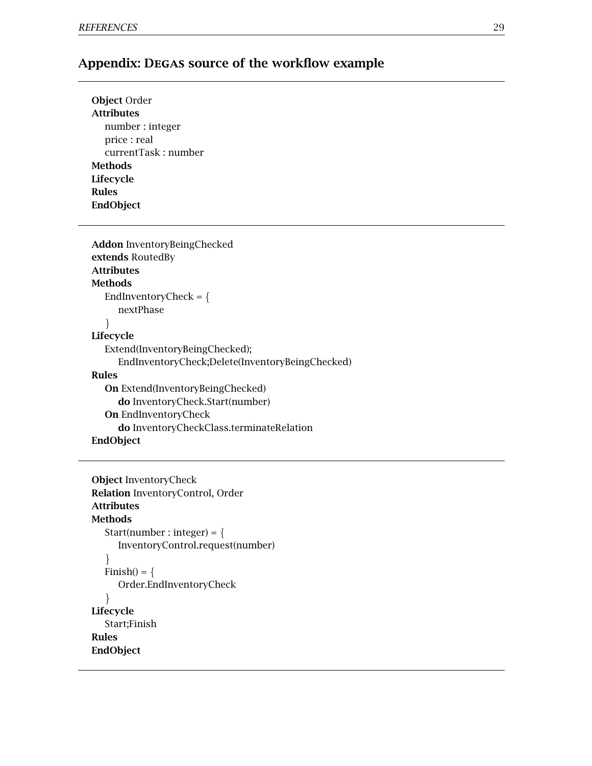## Appendix: DEGAS source of the workflow example

```
Object Order
Attributes
  number : integer
  price : real
  currentTask : number
Methods
Lifecycle
Rules
EndObject
```

```
Addon InventoryBeingChecked
extends RoutedBy
Attributes
Methods
  EndInventoryCheck = {
    nextPhase
  }
Lifecycle
  Extend(InventoryBeingChecked);
    EndInventoryCheck;Delete(InventoryBeingChecked)
Rules
  On Extend(InventoryBeingChecked)
    do InventoryCheck.Start(number)
  On EndInventoryCheck
    do InventoryCheckClass.terminateRelation
EndObject
```

```
Object InventoryCheck
Relation InventoryControl, Order
Attributes
Methods
  Start(number : integer) = {
    InventoryControl.request(number)
  }
  Finish() = {
    Order.EndInventoryCheck
  }
Lifecycle
  Start;Finish
Rules
EndObject
```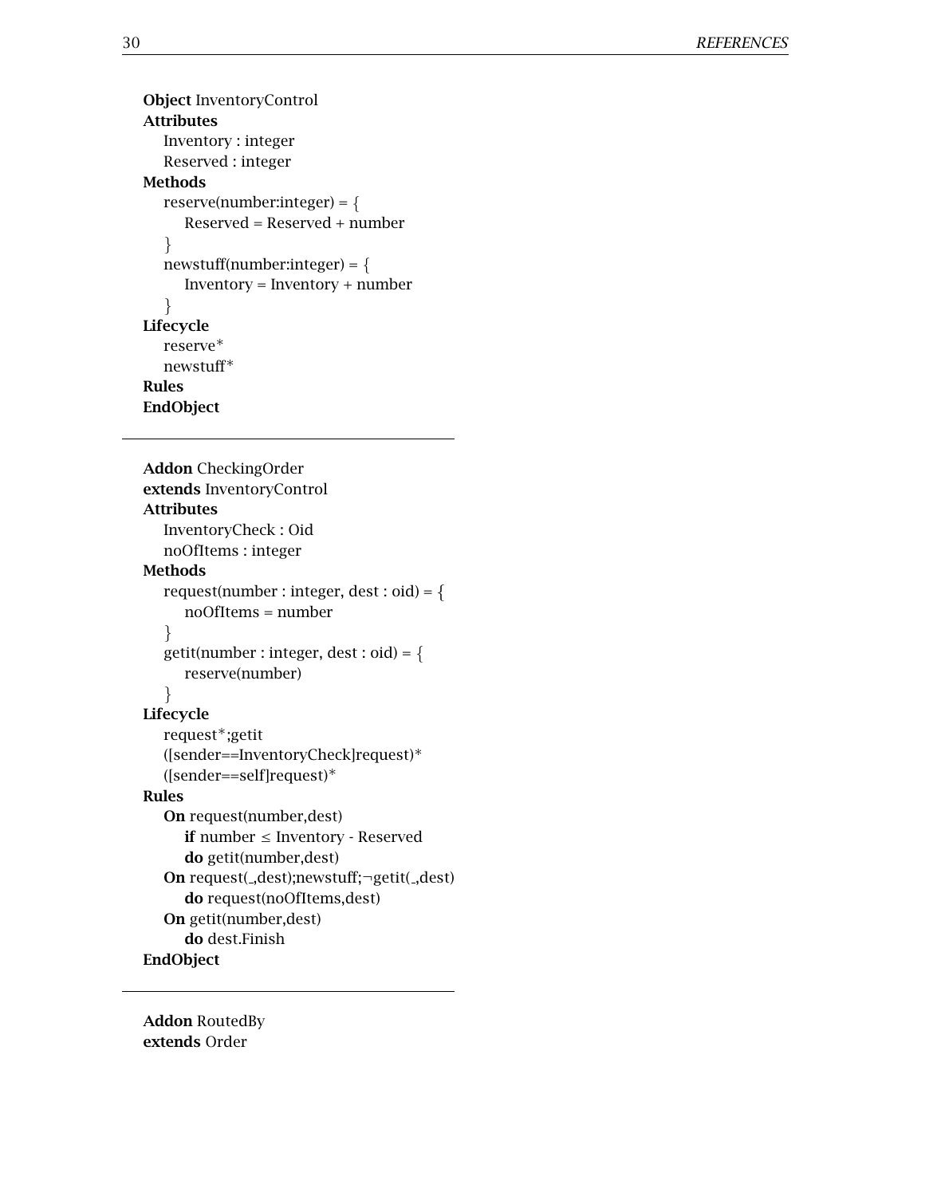```
Object InventoryControl
Attributes
    Inventory : integer
    Reserved : integer
Methods
    reserve(number:integer) = {
        Reserved = Reserved + number
    }
    newstuff(number:integer) = {
        Inventory = Inventory + number
    }
Lifecycle
    reserve*
    newstuff*
Rules
EndObject
```

---

```
Addon CheckingOrder
extends InventoryControl
Attributes
    InventoryCheck : Oid
    noOfItems : integer
Methods
    request(number : integer, dest : oid) = {
        noOfItems = number
    }
    getit(number : integer, dest : oid) = {
        reserve(number)
    }
Lifecycle
    request*;getit
    ([sender==InventoryCheck]request)*
    ([sender==self]request)*
Rules
    On request(number,dest)
        if number ≤ Inventory - Reserved
        do getit(number,dest)
    On request(_,dest);newstuff;¬getit(_,dest)
        do request(noOfItems,dest)
    On getit(number,dest)
        do dest.Finish
EndObject
```

---

```
Addon RoutedBy
extends Order
```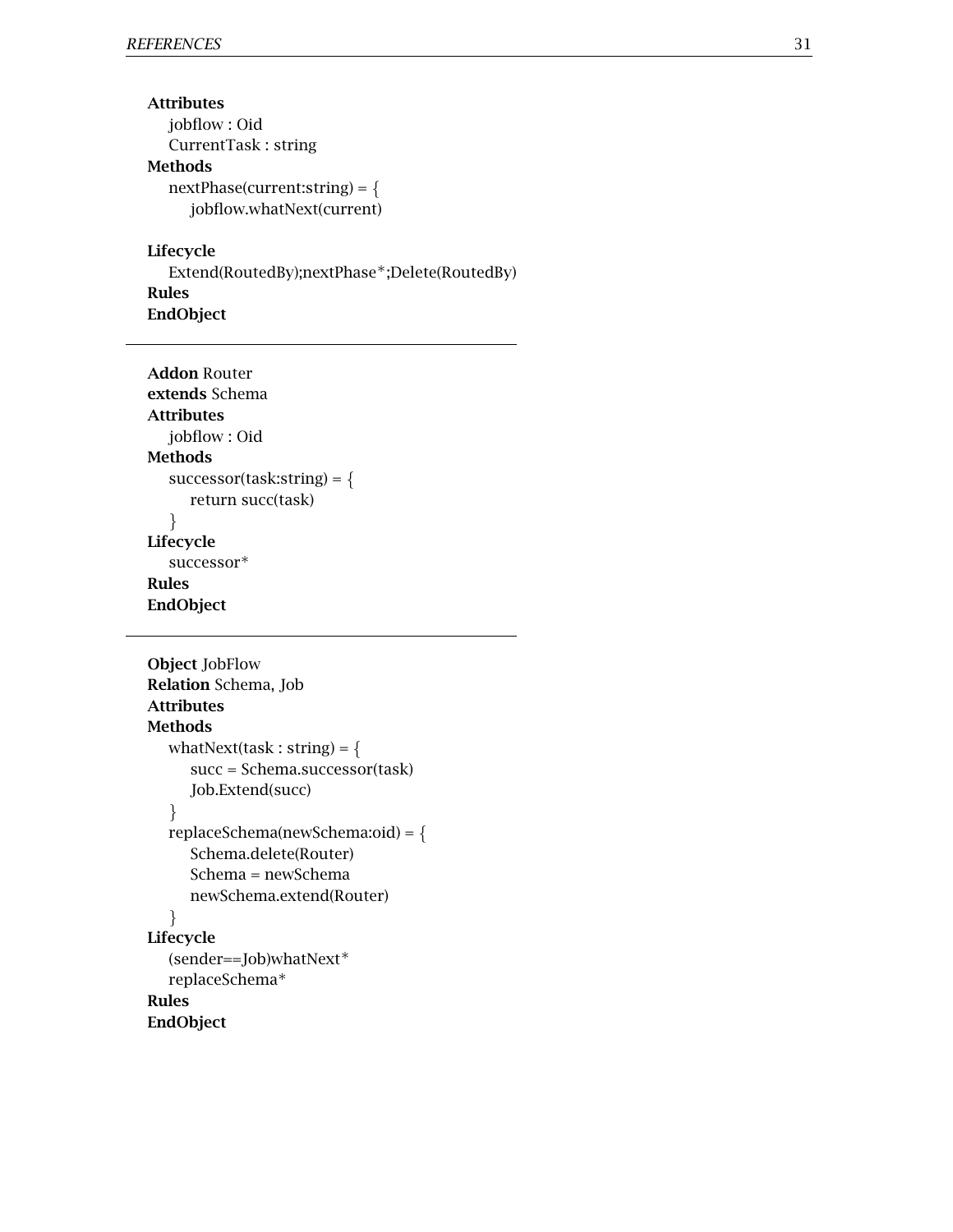**Attributes**
  jobflow : Oid
  CurrentTask : string
**Methods**
  nextPhase(current:string) = {
    jobflow.whatNext(current)

**Lifecycle**
  Extend(RoutedBy);nextPhase*;Delete(RoutedBy)
**Rules**
**EndObject**

---

**Addon** Router
**extends** Schema
**Attributes**
  jobflow : Oid
**Methods**
  successor(task:string) = {
    return succ(task)
  }
**Lifecycle**
  successor*
**Rules**
**EndObject**

---

**Object** JobFlow
**Relation** Schema, Job
**Attributes**
**Methods**
  whatNext(task : string) = {
    succ = Schema.successor(task)
    Job.Extend(succ)
  }
  replaceSchema(newSchema:oid) = {
    Schema.delete(Router)
    Schema = newSchema
    newSchema.extend(Router)
  }
**Lifecycle**
  (sender==Job)whatNext*
  replaceSchema*
**Rules**
**EndObject**